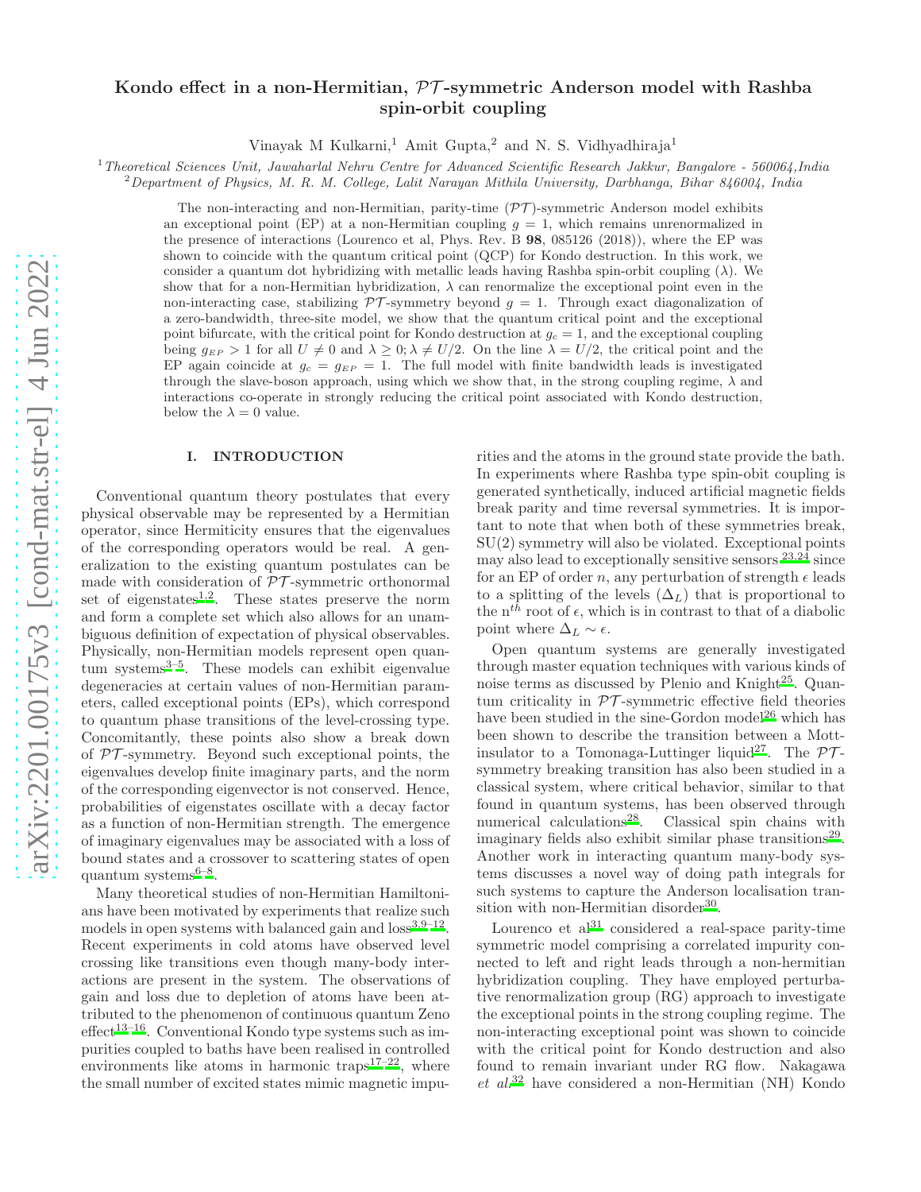# Kondo effect in a non-Hermitian, $\mathcal{PT}$-symmetric Anderson model with Rashba spin-orbit coupling

Vinayak M Kulkarni,[1] Amit Gupta,[2] and N. S. Vidhyadhiraja[1]

[1] *Theoretical Sciences Unit, Jawaharlal Nehru Centre for Advanced Scientific Research Jakkur, Bangalore - 560064,India*
[2] *Department of Physics, M. R. M. College, Lalit Narayan Mithila University, Darbhanga, Bihar 846004, India*

The non-interacting and non-Hermitian, parity-time ($\mathcal{PT}$)-symmetric Anderson model exhibits an exceptional point (EP) at a non-Hermitian coupling $g = 1$, which remains unrenormalized in the presence of interactions (Lourenco et al, Phys. Rev. B **98**, 085126 (2018)), where the EP was shown to coincide with the quantum critical point (QCP) for Kondo destruction. In this work, we consider a quantum dot hybridizing with metallic leads having Rashba spin-orbit coupling ($\lambda$). We show that for a non-Hermitian hybridization, $\lambda$ can renormalize the exceptional point even in the non-interacting case, stabilizing $\mathcal{PT}$-symmetry beyond $g = 1$. Through exact diagonalization of a zero-bandwidth, three-site model, we show that the quantum critical point and the exceptional point bifurcate, with the critical point for Kondo destruction at $g_c = 1$, and the exceptional coupling being $g_{EP} > 1$ for all $U \neq 0$ and $\lambda \geq 0; \lambda \neq U/2$. On the line $\lambda = U/2$, the critical point and the EP again coincide at $g_c = g_{EP} = 1$. The full model with finite bandwidth leads is investigated through the slave-boson approach, using which we show that, in the strong coupling regime, $\lambda$ and interactions co-operate in strongly reducing the critical point associated with Kondo destruction, below the $\lambda = 0$ value.

## I. INTRODUCTION

Conventional quantum theory postulates that every physical observable may be represented by a Hermitian operator, since Hermiticity ensures that the eigenvalues of the corresponding operators would be real. A generalization to the existing quantum postulates can be made with consideration of $\mathcal{PT}$-symmetric orthonormal set of eigenstates[1,2]. These states preserve the norm and form a complete set which also allows for an unambiguous definition of expectation of physical observables. Physically, non-Hermitian models represent open quantum systems[3–5]. These models can exhibit eigenvalue degeneracies at certain values of non-Hermitian parameters, called exceptional points (EPs), which correspond to quantum phase transitions of the level-crossing type. Concomitantly, these points also show a break down of $\mathcal{PT}$-symmetry. Beyond such exceptional points, the eigenvalues develop finite imaginary parts, and the norm of the corresponding eigenvector is not conserved. Hence, probabilities of eigenstates oscillate with a decay factor as a function of non-Hermitian strength. The emergence of imaginary eigenvalues may be associated with a loss of bound states and a crossover to scattering states of open quantum systems[6–8].

Many theoretical studies of non-Hermitian Hamiltonians have been motivated by experiments that realize such models in open systems with balanced gain and loss[3,9–12]. Recent experiments in cold atoms have observed level crossing like transitions even though many-body interactions are present in the system. The observations of gain and loss due to depletion of atoms have been attributed to the phenomenon of continuous quantum Zeno effect[13–16]. Conventional Kondo type systems such as impurities coupled to baths have been realised in controlled environments like atoms in harmonic traps[17–22], where the small number of excited states mimic magnetic impurities and the atoms in the ground state provide the bath. In experiments where Rashba type spin-orbit coupling is generated synthetically, induced artificial magnetic fields break parity and time reversal symmetries. It is important to note that when both of these symmetries break, SU(2) symmetry will also be violated. Exceptional points may also lead to exceptionally sensitive sensors[23,24] since for an EP of order $n$, any perturbation of strength $\epsilon$ leads to a splitting of the levels ($\Delta_L$) that is proportional to the n$^{th}$ root of $\epsilon$, which is in contrast to that of a diabolic point where $\Delta_L \sim \epsilon$.

Open quantum systems are generally investigated through master equation techniques with various kinds of noise terms as discussed by Plenio and Knight[25]. Quantum criticality in $\mathcal{PT}$-symmetric effective field theories have been studied in the sine-Gordon model[26] which has been shown to describe the transition between a Mott-insulator to a Tomonaga-Luttinger liquid[27]. The $\mathcal{PT}$-symmetry breaking transition has also been studied in a classical system, where critical behavior, similar to that found in quantum systems, has been observed through numerical calculations[28]. Classical spin chains with imaginary fields also exhibit similar phase transitions[29]. Another work in interacting quantum many-body systems discusses a novel way of doing path integrals for such systems to capture the Anderson localisation transition with non-Hermitian disorder[30].

Lourenco et al[31] considered a real-space parity-time symmetric model comprising a correlated impurity connected to left and right leads through a non-hermitian hybridization coupling. They have employed perturbative renormalization group (RG) approach to investigate the exceptional points in the strong coupling regime. The non-interacting exceptional point was shown to coincide with the critical point for Kondo destruction and also found to remain invariant under RG flow. Nakagawa *et al.*[32] have considered a non-Hermitian (NH) Kondo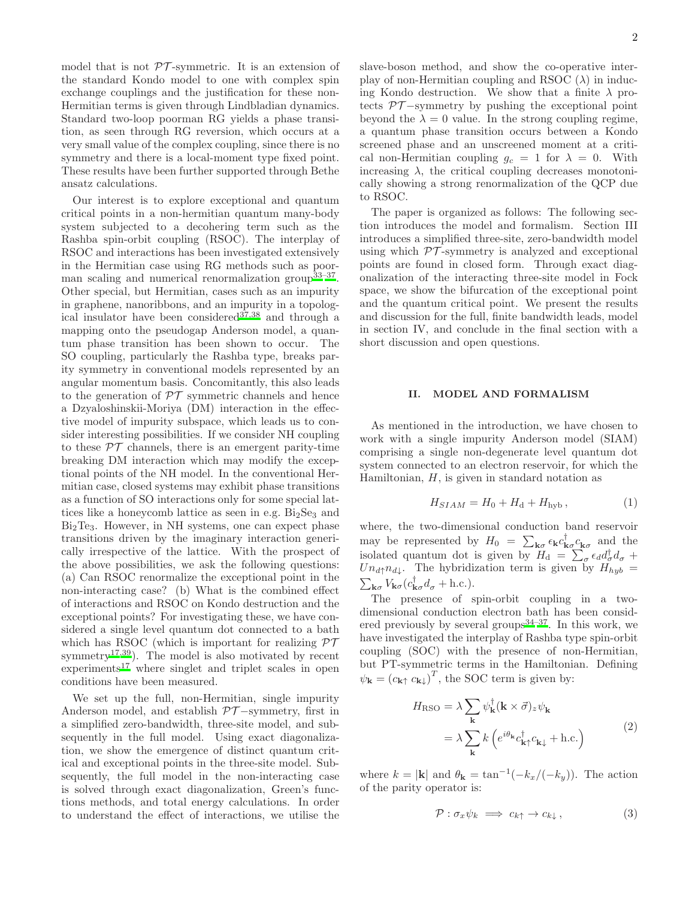model that is not $\mathcal{PT}$-symmetric. It is an extension of the standard Kondo model to one with complex spin exchange couplings and the justification for these non-Hermitian terms is given through Lindbladian dynamics. Standard two-loop poorman RG yields a phase transition, as seen through RG reversion, which occurs at a very small value of the complex coupling, since there is no symmetry and there is a local-moment type fixed point. These results have been further supported through Bethe ansatz calculations.

Our interest is to explore exceptional and quantum critical points in a non-hermitian quantum many-body system subjected to a decohering term such as the Rashba spin-orbit coupling (RSOC). The interplay of RSOC and interactions has been investigated extensively in the Hermitian case using RG methods such as poorman scaling and numerical renormalization group[33–37]. Other special, but Hermitian, cases such as an impurity in graphene, nanoribbons, and an impurity in a topological insulator have been considered[37,38] and through a mapping onto the pseudogap Anderson model, a quantum phase transition has been shown to occur. The SO coupling, particularly the Rashba type, breaks parity symmetry in conventional models represented by an angular momentum basis. Concomitantly, this also leads to the generation of $\mathcal{PT}$ symmetric channels and hence a Dzyaloshinskii-Moriya (DM) interaction in the effective model of impurity subspace, which leads us to consider interesting possibilities. If we consider NH coupling to these $\mathcal{PT}$ channels, there is an emergent parity-time breaking DM interaction which may modify the exceptional points of the NH model. In the conventional Hermitian case, closed systems may exhibit phase transitions as a function of SO interactions only for some special lattices like a honeycomb lattice as seen in e.g. $Bi_2Se_3$ and $Bi_2Te_3$. However, in NH systems, one can expect phase transitions driven by the imaginary interaction generically irrespective of the lattice. With the prospect of the above possibilities, we ask the following questions: (a) Can RSOC renormalize the exceptional point in the non-interacting case? (b) What is the combined effect of interactions and RSOC on Kondo destruction and the exceptional points? For investigating these, we have considered a single level quantum dot connected to a bath which has RSOC (which is important for realizing $\mathcal{PT}$ symmetry[17,39]). The model is also motivated by recent experiments[17] where singlet and triplet scales in open conditions have been measured.

We set up the full, non-Hermitian, single impurity Anderson model, and establish $\mathcal{PT}-$symmetry, first in a simplified zero-bandwidth, three-site model, and subsequently in the full model. Using exact diagonalization, we show the emergence of distinct quantum critical and exceptional points in the three-site model. Subsequently, the full model in the non-interacting case is solved through exact diagonalization, Green's functions methods, and total energy calculations. In order to understand the effect of interactions, we utilise the slave-boson method, and show the co-operative interplay of non-Hermitian coupling and RSOC ($\lambda$) in inducing Kondo destruction. We show that a finite $\lambda$ protects $\mathcal{PT}-$symmetry by pushing the exceptional point beyond the $\lambda = 0$ value. In the strong coupling regime, a quantum phase transition occurs between a Kondo screened phase and an unscreened moment at a critical non-Hermitian coupling $g_c = 1$ for $\lambda = 0$. With increasing $\lambda$, the critical coupling decreases monotonically showing a strong renormalization of the QCP due to RSOC.

The paper is organized as follows: The following section introduces the model and formalism. Section III introduces a simplified three-site, zero-bandwidth model using which $\mathcal{PT}$-symmetry is analyzed and exceptional points are found in closed form. Through exact diagonalization of the interacting three-site model in Fock space, we show the bifurcation of the exceptional point and the quantum critical point. We present the results and discussion for the full, finite bandwidth leads, model in section IV, and conclude in the final section with a short discussion and open questions.

## II. MODEL AND FORMALISM

As mentioned in the introduction, we have chosen to work with a single impurity Anderson model (SIAM) comprising a single non-degenerate level quantum dot system connected to an electron reservoir, for which the Hamiltonian, $H$, is given in standard notation as

$$H_{SIAM} = H_0 + H_{\rm d} + H_{\rm hyb}\,, \tag{1}$$

where, the two-dimensional conduction band reservoir may be represented by $H_0 = \sum_{\mathbf{k}\sigma} \epsilon_{\mathbf{k}} c^\dagger_{\mathbf{k}\sigma} c_{\mathbf{k}\sigma}$ and the isolated quantum dot is given by $H_{\rm d} = \sum_\sigma \epsilon_d d^\dagger_\sigma d_\sigma + U n_{d\uparrow} n_{d\downarrow}$. The hybridization term is given by $H_{hyb} = \sum_{\mathbf{k}\sigma} V_{\mathbf{k}\sigma}(c^\dagger_{\mathbf{k}\sigma} d_\sigma + \text{h.c.})$.

The presence of spin-orbit coupling in a two-dimensional conduction electron bath has been considered previously by several groups[34–37]. In this work, we have investigated the interplay of Rashba type spin-orbit coupling (SOC) with the presence of non-Hermitian, but PT-symmetric terms in the Hamiltonian. Defining $\psi_{\mathbf{k}} = (c_{\mathbf{k}\uparrow}\, c_{\mathbf{k}\downarrow})^T$, the SOC term is given by:

$$\begin{aligned} H_{\rm RSO} &= \lambda \sum_{\mathbf{k}} \psi^\dagger_{\mathbf{k}} (\mathbf{k} \times \vec{\sigma})_z \psi_{\mathbf{k}} \\ &= \lambda \sum_{\mathbf{k}} k \left( e^{i\theta_{\mathbf{k}}} c^\dagger_{\mathbf{k}\uparrow} c_{\mathbf{k}\downarrow} + \text{h.c.} \right) \end{aligned} \tag{2}$$

where $k = |\mathbf{k}|$ and $\theta_{\mathbf{k}} = \tan^{-1}(-k_x/(-k_y))$. The action of the parity operator is:

$$\mathcal{P} : \sigma_x \psi_k \implies c_{k\uparrow} \to c_{k\downarrow}\,, \tag{3}$$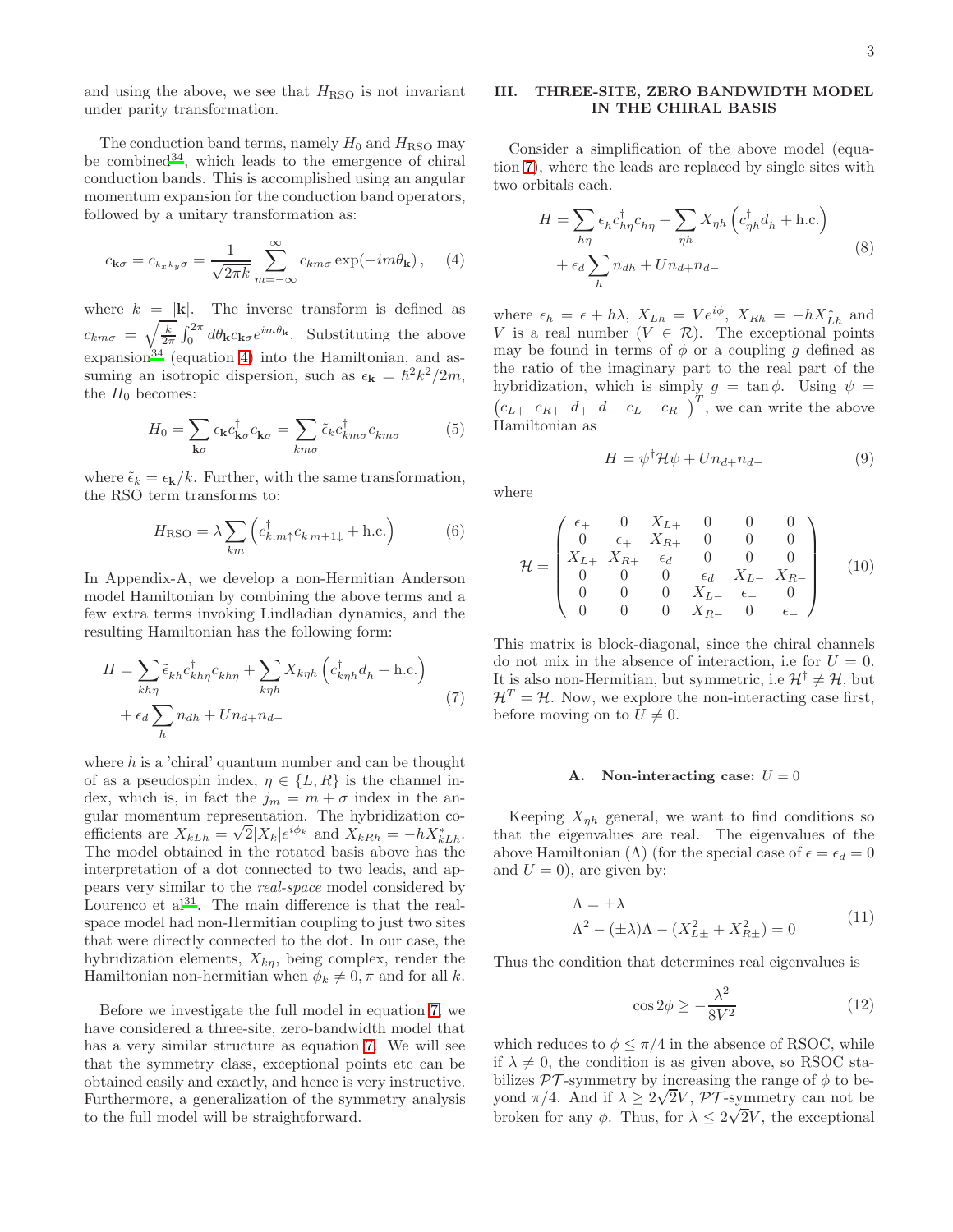and using the above, we see that $H_{\rm RSO}$ is not invariant under parity transformation.

The conduction band terms, namely $H_0$ and $H_{\rm RSO}$ may be combined[34], which leads to the emergence of chiral conduction bands. This is accomplished using an angular momentum expansion for the conduction band operators, followed by a unitary transformation as:

$$c_{\mathbf{k}\sigma} = c_{k_x k_y \sigma} = \frac{1}{\sqrt{2\pi k}} \sum_{m=-\infty}^{\infty} c_{km\sigma} \exp(-im\theta_{\mathbf{k}}) \,, \tag{4}$$

where $k = |\mathbf{k}|$. The inverse transform is defined as $c_{km\sigma} = \sqrt{\frac{k}{2\pi}} \int_0^{2\pi} d\theta_{\mathbf{k}} c_{\mathbf{k}\sigma} e^{im\theta_{\mathbf{k}}}$. Substituting the above expansion[34] (equation 4) into the Hamiltonian, and assuming an isotropic dispersion, such as $\epsilon_{\mathbf{k}} = \hbar^2 k^2/2m$, the $H_0$ becomes:

$$H_0 = \sum_{\mathbf{k}\sigma} \epsilon_{\mathbf{k}} c^\dagger_{\mathbf{k}\sigma} c_{\mathbf{k}\sigma} = \sum_{km\sigma} \tilde{\epsilon}_k c^\dagger_{km\sigma} c_{km\sigma} \tag{5}$$

where $\tilde{\epsilon}_k = \epsilon_{\mathbf{k}}/k$. Further, with the same transformation, the RSO term transforms to:

$$H_{\rm RSO} = \lambda \sum_{km} \left( c^\dagger_{k,m\uparrow} c_{k\,m+1\downarrow} + \text{h.c.} \right) \tag{6}$$

In Appendix-A, we develop a non-Hermitian Anderson model Hamiltonian by combining the above terms and a few extra terms invoking Lindladian dynamics, and the resulting Hamiltonian has the following form:

$$\begin{aligned} H = &\sum_{kh\eta} \tilde{\epsilon}_{kh} c^\dagger_{kh\eta} c_{kh\eta} + \sum_{k\eta h} X_{k\eta h} \left( c^\dagger_{k\eta h} d_h + \text{h.c.} \right) \\ &+ \epsilon_d \sum_h n_{dh} + U n_{d+} n_{d-} \end{aligned} \tag{7}$$

where $h$ is a 'chiral' quantum number and can be thought of as a pseudospin index, $\eta \in \{L, R\}$ is the channel index, which is, in fact the $j_m = m + \sigma$ index in the angular momentum representation. The hybridization coefficients are $X_{kLh} = \sqrt{2}|X_k| e^{i\phi_k}$ and $X_{kRh} = -hX^*_{kLh}$. The model obtained in the rotated basis above has the interpretation of a dot connected to two leads, and appears very similar to the *real-space* model considered by Lourenco et al[31]. The main difference is that the real-space model had non-Hermitian coupling to just two sites that were directly connected to the dot. In our case, the hybridization elements, $X_{k\eta}$, being complex, render the Hamiltonian non-hermitian when $\phi_k \neq 0, \pi$ and for all $k$.

Before we investigate the full model in equation 7, we have considered a three-site, zero-bandwidth model that has a very similar structure as equation 7. We will see that the symmetry class, exceptional points etc can be obtained easily and exactly, and hence is very instructive. Furthermore, a generalization of the symmetry analysis to the full model will be straightforward.

## III. THREE-SITE, ZERO BANDWIDTH MODEL IN THE CHIRAL BASIS

Consider a simplification of the above model (equation 7), where the leads are replaced by single sites with two orbitals each.

$$\begin{aligned} H = &\sum_{h\eta} \epsilon_h c^\dagger_{h\eta} c_{h\eta} + \sum_{\eta h} X_{\eta h} \left( c^\dagger_{\eta h} d_h + \text{h.c.} \right) \\ &+ \epsilon_d \sum_h n_{dh} + U n_{d+} n_{d-} \end{aligned} \tag{8}$$

where $\epsilon_h = \epsilon + h\lambda$, $X_{Lh} = Ve^{i\phi}$, $X_{Rh} = -hX^*_{Lh}$ and $V$ is a real number ($V \in \mathcal{R}$). The exceptional points may be found in terms of $\phi$ or a coupling $g$ defined as the ratio of the imaginary part to the real part of the hybridization, which is simply $g = \tan\phi$. Using $\psi = \begin{pmatrix} c_{L+} & c_{R+} & d_+ & d_- & c_{L-} & c_{R-} \end{pmatrix}^T$, we can write the above Hamiltonian as

$$H = \psi^\dagger \mathcal{H} \psi + U n_{d+} n_{d-} \tag{9}$$

where

$$\mathcal{H} = \begin{pmatrix} \epsilon_+ & 0 & X_{L+} & 0 & 0 & 0 \\ 0 & \epsilon_+ & X_{R+} & 0 & 0 & 0 \\ X_{L+} & X_{R+} & \epsilon_d & 0 & 0 & 0 \\ 0 & 0 & 0 & \epsilon_d & X_{L-} & X_{R-} \\ 0 & 0 & 0 & X_{L-} & \epsilon_- & 0 \\ 0 & 0 & 0 & X_{R-} & 0 & \epsilon_- \end{pmatrix} \tag{10}$$

This matrix is block-diagonal, since the chiral channels do not mix in the absence of interaction, i.e for $U = 0$. It is also non-Hermitian, but symmetric, i.e $\mathcal{H}^\dagger \neq \mathcal{H}$, but $\mathcal{H}^T = \mathcal{H}$. Now, we explore the non-interacting case first, before moving on to $U \neq 0$.

### A. Non-interacting case: $U = 0$

Keeping $X_{\eta h}$ general, we want to find conditions so that the eigenvalues are real. The eigenvalues of the above Hamiltonian ($\Lambda$) (for the special case of $\epsilon = \epsilon_d = 0$ and $U = 0$), are given by:

$$\begin{aligned} &\Lambda = \pm\lambda \\ &\Lambda^2 - (\pm\lambda)\Lambda - (X^2_{L\pm} + X^2_{R\pm}) = 0 \end{aligned} \tag{11}$$

Thus the condition that determines real eigenvalues is

$$\cos 2\phi \geq -\frac{\lambda^2}{8V^2} \tag{12}$$

which reduces to $\phi \leq \pi/4$ in the absence of RSOC, while if $\lambda \neq 0$, the condition is as given above, so RSOC stabilizes $\mathcal{PT}$-symmetry by increasing the range of $\phi$ to beyond $\pi/4$. And if $\lambda \geq 2\sqrt{2}V$, $\mathcal{PT}$-symmetry can not be broken for any $\phi$. Thus, for $\lambda \leq 2\sqrt{2}V$, the exceptional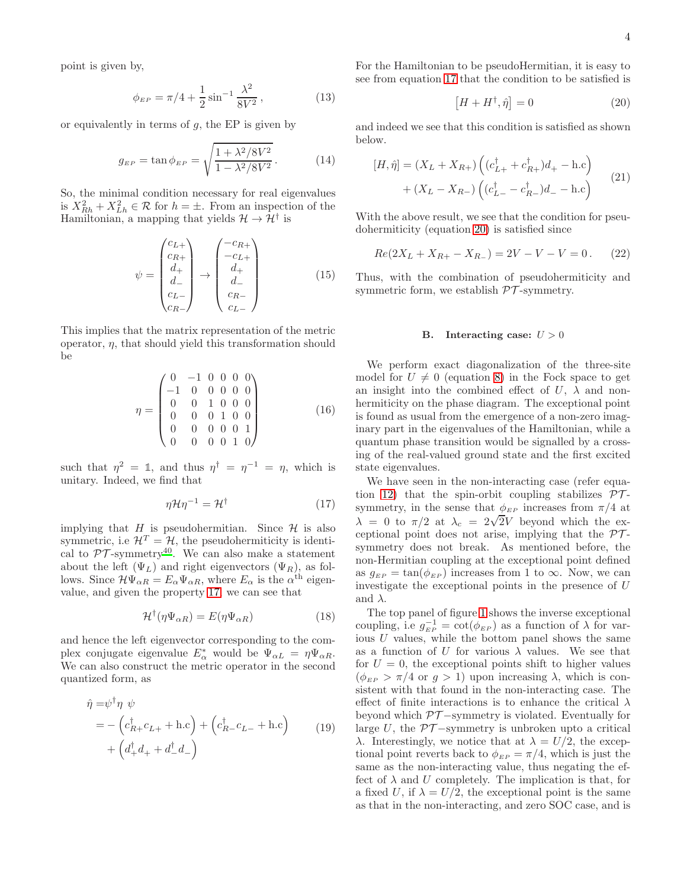point is given by,

$$\phi_{EP} = \pi/4 + \frac{1}{2}\sin^{-1}\frac{\lambda^2}{8V^2}\,, \tag{13}$$

or equivalently in terms of $g$, the EP is given by

$$g_{EP} = \tan\phi_{EP} = \sqrt{\frac{1+\lambda^2/8V^2}{1-\lambda^2/8V^2}}\,. \tag{14}$$

So, the minimal condition necessary for real eigenvalues is $X_{Rh}^2 + X_{Lh}^2 \in \mathcal{R}$ for $h = \pm$. From an inspection of the Hamiltonian, a mapping that yields $\mathcal{H} \to \mathcal{H}^\dagger$ is

$$\psi = \begin{pmatrix} c_{L+} \\ c_{R+} \\ d_+ \\ d_- \\ c_{L-} \\ c_{R-} \end{pmatrix} \to \begin{pmatrix} -c_{R+} \\ -c_{L+} \\ d_+ \\ d_- \\ c_{R-} \\ c_{L-} \end{pmatrix} \tag{15}$$

This implies that the matrix representation of the metric operator, $\eta$, that should yield this transformation should be

$$\eta = \begin{pmatrix} 0 & -1 & 0 & 0 & 0 & 0 \\ -1 & 0 & 0 & 0 & 0 & 0 \\ 0 & 0 & 1 & 0 & 0 & 0 \\ 0 & 0 & 0 & 1 & 0 & 0 \\ 0 & 0 & 0 & 0 & 0 & 1 \\ 0 & 0 & 0 & 0 & 1 & 0 \end{pmatrix} \tag{16}$$

such that $\eta^2 = \mathbb{1}$, and thus $\eta^\dagger = \eta^{-1} = \eta$, which is unitary. Indeed, we find that

$$\eta\mathcal{H}\eta^{-1} = \mathcal{H}^\dagger \tag{17}$$

implying that $H$ is pseudohermitian. Since $\mathcal{H}$ is also symmetric, i.e $\mathcal{H}^T = \mathcal{H}$, the pseudohermiticity is identical to $\mathcal{PT}$-symmetry[40]. We can also make a statement about the left ($\Psi_L$) and right eigenvectors ($\Psi_R$), as follows. Since $\mathcal{H}\Psi_{\alpha R} = E_\alpha \Psi_{\alpha R}$, where $E_\alpha$ is the $\alpha^{\text{th}}$ eigenvalue, and given the property 17, we can see that

$$\mathcal{H}^\dagger(\eta\Psi_{\alpha R}) = E(\eta\Psi_{\alpha R}) \tag{18}$$

and hence the left eigenvector corresponding to the complex conjugate eigenvalue $E_\alpha^*$ would be $\Psi_{\alpha L} = \eta\Psi_{\alpha R}$. We can also construct the metric operator in the second quantized form, as

$$\begin{aligned} \hat{\eta} =& \psi^\dagger \eta\ \psi \\ =& -\left(c_{R+}^\dagger c_{L+} + \text{h.c}\right) + \left(c_{R-}^\dagger c_{L-} + \text{h.c}\right) \\ &+ \left(d_+^\dagger d_+ + d_-^\dagger d_-\right) \end{aligned} \tag{19}$$

For the Hamiltonian to be pseudoHermitian, it is easy to see from equation 17 that the condition to be satisfied is

$$\left[H + H^\dagger, \hat{\eta}\right] = 0 \tag{20}$$

and indeed we see that this condition is satisfied as shown below.

$$\begin{aligned} [H, \hat{\eta}] =& (X_L + X_{R+})\left((c_{L+}^\dagger + c_{R+}^\dagger)d_+ - \text{h.c}\right) \\ &+ (X_L - X_{R-})\left((c_{L-}^\dagger - c_{R-}^\dagger)d_- - \text{h.c}\right) \end{aligned} \tag{21}$$

With the above result, we see that the condition for pseudohermiticity (equation 20) is satisfied since

$$Re(2X_L + X_{R+} - X_{R-}) = 2V - V - V = 0\,. \tag{22}$$

Thus, with the combination of pseudohermiticity and symmetric form, we establish $\mathcal{PT}$-symmetry.

### B. Interacting case: $U > 0$

We perform exact diagonalization of the three-site model for $U \neq 0$ (equation 8) in the Fock space to get an insight into the combined effect of $U$, $\lambda$ and non-hermiticity on the phase diagram. The exceptional point is found as usual from the emergence of a non-zero imaginary part in the eigenvalues of the Hamiltonian, while a quantum phase transition would be signalled by a crossing of the real-valued ground state and the first excited state eigenvalues.

We have seen in the non-interacting case (refer equation 12) that the spin-orbit coupling stabilizes $\mathcal{PT}$-symmetry, in the sense that $\phi_{EP}$ increases from $\pi/4$ at $\lambda = 0$ to $\pi/2$ at $\lambda_c = 2\sqrt{2}V$ beyond which the exceptional point does not arise, implying that the $\mathcal{PT}$-symmetry does not break. As mentioned before, the non-Hermitian coupling at the exceptional point defined as $g_{EP} = \tan(\phi_{EP})$ increases from 1 to $\infty$. Now, we can investigate the exceptional points in the presence of $U$ and $\lambda$.

The top panel of figure 1 shows the inverse exceptional coupling, i.e $g_{EP}^{-1} = \cot(\phi_{EP})$ as a function of $\lambda$ for various $U$ values, while the bottom panel shows the same as a function of $U$ for various $\lambda$ values. We see that for $U = 0$, the exceptional points shift to higher values ($\phi_{EP} > \pi/4$ or $g > 1$) upon increasing $\lambda$, which is consistent with that found in the non-interacting case. The effect of finite interactions is to enhance the critical $\lambda$ beyond which $\mathcal{PT}-$symmetry is violated. Eventually for large $U$, the $\mathcal{PT}-$symmetry is unbroken upto a critical $\lambda$. Interestingly, we notice that at $\lambda = U/2$, the exceptional point reverts back to $\phi_{EP} = \pi/4$, which is just the same as the non-interacting value, thus negating the effect of $\lambda$ and $U$ completely. The implication is that, for a fixed $U$, if $\lambda = U/2$, the exceptional point is the same as that in the non-interacting, and zero SOC case, and is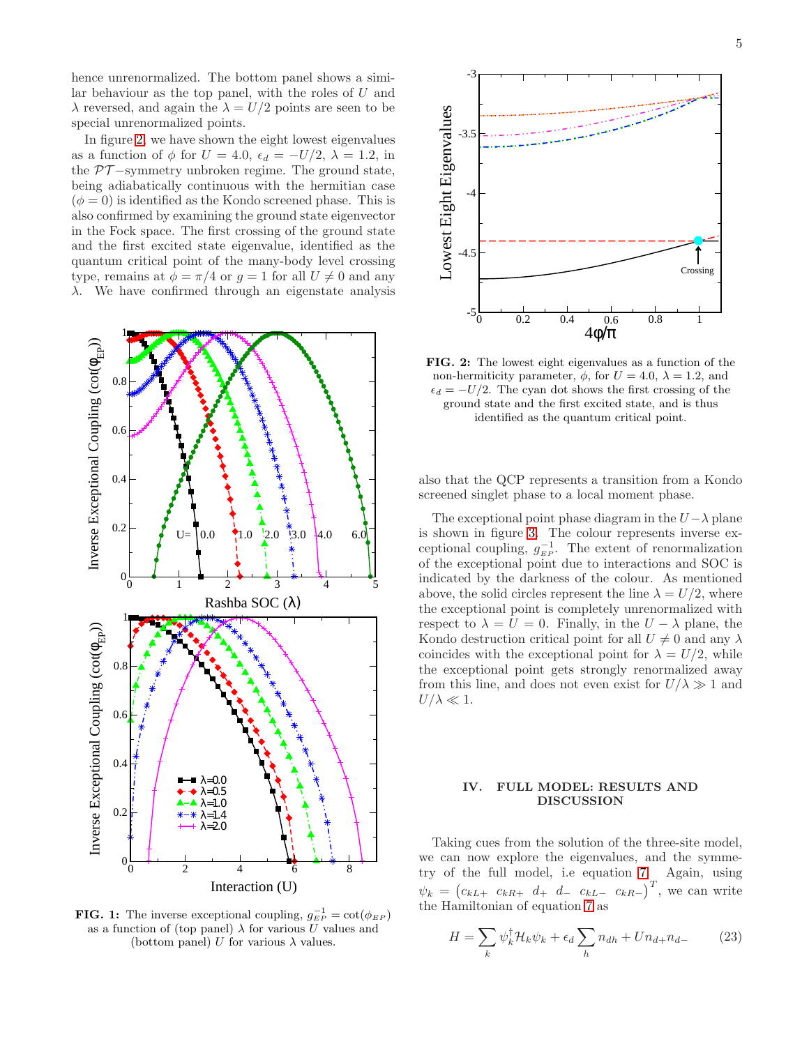hence unrenormalized. The bottom panel shows a similar behaviour as the top panel, with the roles of $U$ and $\lambda$ reversed, and again the $\lambda = U/2$ points are seen to be special unrenormalized points.

In figure 2, we have shown the eight lowest eigenvalues as a function of $\phi$ for $U = 4.0$, $\epsilon_d = -U/2$, $\lambda = 1.2$, in the $\mathcal{PT}-$symmetry unbroken regime. The ground state, being adiabatically continuous with the hermitian case ($\phi = 0$) is identified as the Kondo screened phase. This is also confirmed by examining the ground state eigenvector in the Fock space. The first crossing of the ground state and the first excited state eigenvalue, identified as the quantum critical point of the many-body level crossing type, remains at $\phi = \pi/4$ or $g = 1$ for all $U \neq 0$ and any $\lambda$. We have confirmed through an eigenstate analysis also that the QCP represents a transition from a Kondo screened singlet phase to a local moment phase.

**FIG. 1:** The inverse exceptional coupling, $g_{EP}^{-1} = \cot(\phi_{EP})$ as a function of (top panel) $\lambda$ for various $U$ values and (bottom panel) $U$ for various $\lambda$ values.

**FIG. 2:** The lowest eight eigenvalues as a function of the non-hermiticity parameter, $\phi$, for $U = 4.0$, $\lambda = 1.2$, and $\epsilon_d = -U/2$. The cyan dot shows the first crossing of the ground state and the first excited state, and is thus identified as the quantum critical point.

The exceptional point phase diagram in the $U-\lambda$ plane is shown in figure 3. The colour represents inverse exceptional coupling, $g_{EP}^{-1}$. The extent of renormalization of the exceptional point due to interactions and SOC is indicated by the darkness of the colour. As mentioned above, the solid circles represent the line $\lambda = U/2$, where the exceptional point is completely unrenormalized with respect to $\lambda = U = 0$. Finally, in the $U-\lambda$ plane, the Kondo destruction critical point for all $U \neq 0$ and any $\lambda$ coincides with the exceptional point for $\lambda = U/2$, while the exceptional point gets strongly renormalized away from this line, and does not even exist for $U/\lambda \gg 1$ and $U/\lambda \ll 1$.

## IV. FULL MODEL: RESULTS AND DISCUSSION

Taking cues from the solution of the three-site model, we can now explore the eigenvalues, and the symmetry of the full model, i.e equation 7. Again, using $\psi_k = \begin{pmatrix} c_{kL+} & c_{kR+} & d_+ & d_- & c_{kL-} & c_{kR-} \end{pmatrix}^T$, we can write the Hamiltonian of equation 7 as

$$H = \sum_k \psi_k^\dagger \mathcal{H}_k \psi_k + \epsilon_d \sum_h n_{dh} + U n_{d+} n_{d-} \tag{23}$$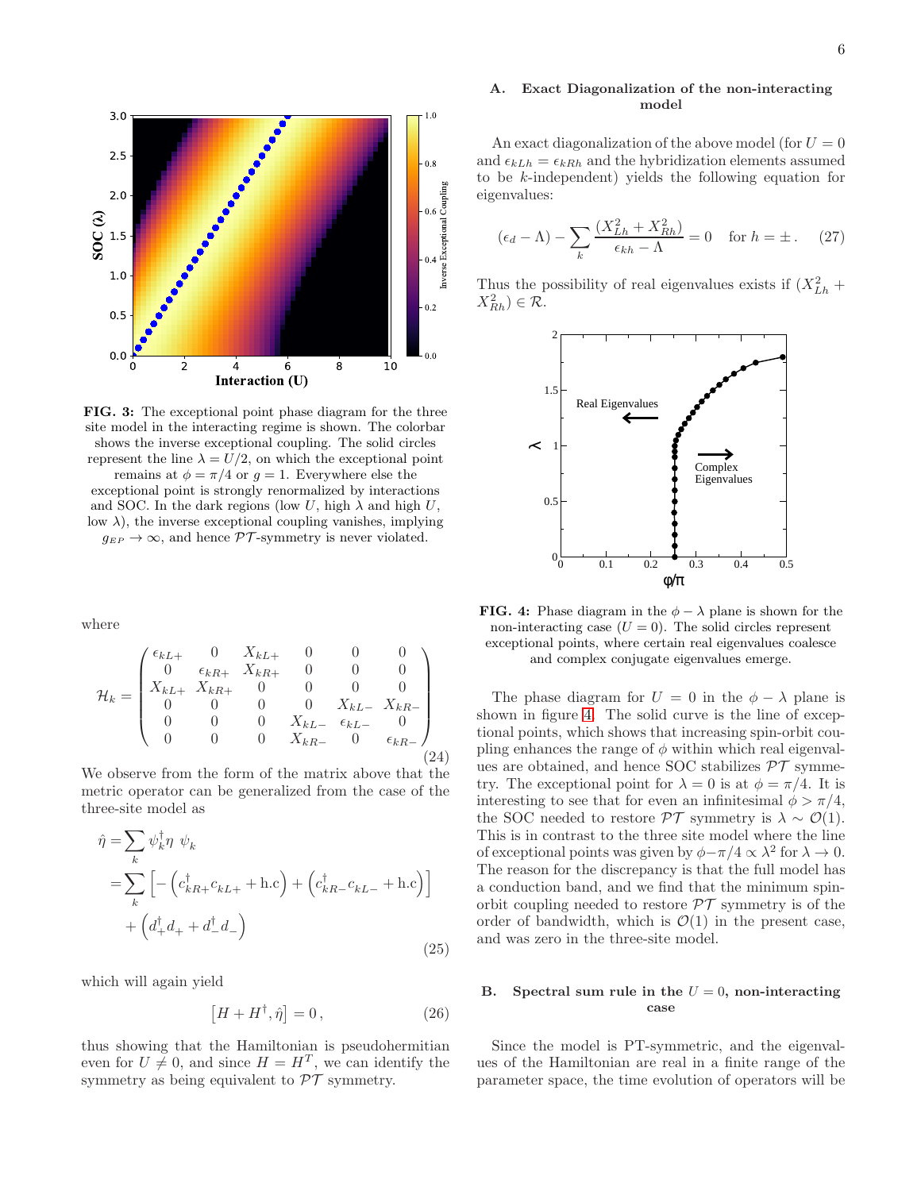FIG. 3: The exceptional point phase diagram for the three site model in the interacting regime is shown. The colorbar shows the inverse exceptional coupling. The solid circles represent the line $\lambda = U/2$, on which the exceptional point remains at $\phi = \pi/4$ or $g = 1$. Everywhere else the exceptional point is strongly renormalized by interactions and SOC. In the dark regions (low $U$, high $\lambda$ and high $U$, low $\lambda$), the inverse exceptional coupling vanishes, implying $g_{EP} \to \infty$, and hence $\mathcal{PT}$-symmetry is never violated.

where

$$
\mathcal{H}_k = \begin{pmatrix} \epsilon_{kL+} & 0 & X_{kL+} & 0 & 0 & 0 \\ 0 & \epsilon_{kR+} & X_{kR+} & 0 & 0 & 0 \\ X_{kL+} & X_{kR+} & 0 & 0 & 0 & 0 \\ 0 & 0 & 0 & 0 & X_{kL-} & X_{kR-} \\ 0 & 0 & 0 & X_{kL-} & \epsilon_{kL-} & 0 \\ 0 & 0 & 0 & X_{kR-} & 0 & \epsilon_{kR-} \end{pmatrix} \tag{24}
$$

We observe from the form of the matrix above that the metric operator can be generalized from the case of the three-site model as

$$
\begin{aligned}
\hat{\eta} =& \sum_k \psi_k^\dagger \eta \ \psi_k \\
=& \sum_k \left[ -\left( c_{kR+}^\dagger c_{kL+} + \text{h.c} \right) + \left( c_{kR-}^\dagger c_{kL-} + \text{h.c} \right) \right] \\
&+ \left( d_+^\dagger d_+ + d_-^\dagger d_- \right)
\end{aligned} \tag{25}
$$

which will again yield

$$
\left[ H + H^\dagger, \hat{\eta} \right] = 0 \,, \tag{26}
$$

thus showing that the Hamiltonian is pseudohermitian even for $U \neq 0$, and since $H = H^T$, we can identify the symmetry as being equivalent to $\mathcal{PT}$ symmetry.

## A. Exact Diagonalization of the non-interacting model

An exact diagonalization of the above model (for $U = 0$ and $\epsilon_{kLh} = \epsilon_{kRh}$ and the hybridization elements assumed to be $k$-independent) yields the following equation for eigenvalues:

$$
(\epsilon_d - \Lambda) - \sum_k \frac{(X_{Lh}^2 + X_{Rh}^2)}{\epsilon_{kh} - \Lambda} = 0 \quad \text{for } h = \pm \,. \tag{27}
$$

Thus the possibility of real eigenvalues exists if $(X_{Lh}^2 + X_{Rh}^2) \in \mathcal{R}$.

FIG. 4: Phase diagram in the $\phi - \lambda$ plane is shown for the non-interacting case ($U = 0$). The solid circles represent exceptional points, where certain real eigenvalues coalesce and complex conjugate eigenvalues emerge.

The phase diagram for $U = 0$ in the $\phi - \lambda$ plane is shown in figure 4. The solid curve is the line of exceptional points, which shows that increasing spin-orbit coupling enhances the range of $\phi$ within which real eigenvalues are obtained, and hence SOC stabilizes $\mathcal{PT}$ symmetry. The exceptional point for $\lambda = 0$ is at $\phi = \pi/4$. It is interesting to see that for even an infinitesimal $\phi > \pi/4$, the SOC needed to restore $\mathcal{PT}$ symmetry is $\lambda \sim \mathcal{O}(1)$. This is in contrast to the three site model where the line of exceptional points was given by $\phi - \pi/4 \propto \lambda^2$ for $\lambda \to 0$. The reason for the discrepancy is that the full model has a conduction band, and we find that the minimum spin-orbit coupling needed to restore $\mathcal{PT}$ symmetry is of the order of bandwidth, which is $\mathcal{O}(1)$ in the present case, and was zero in the three-site model.

## B. Spectral sum rule in the $U = 0$, non-interacting case

Since the model is PT-symmetric, and the eigenvalues of the Hamiltonian are real in a finite range of the parameter space, the time evolution of operators will be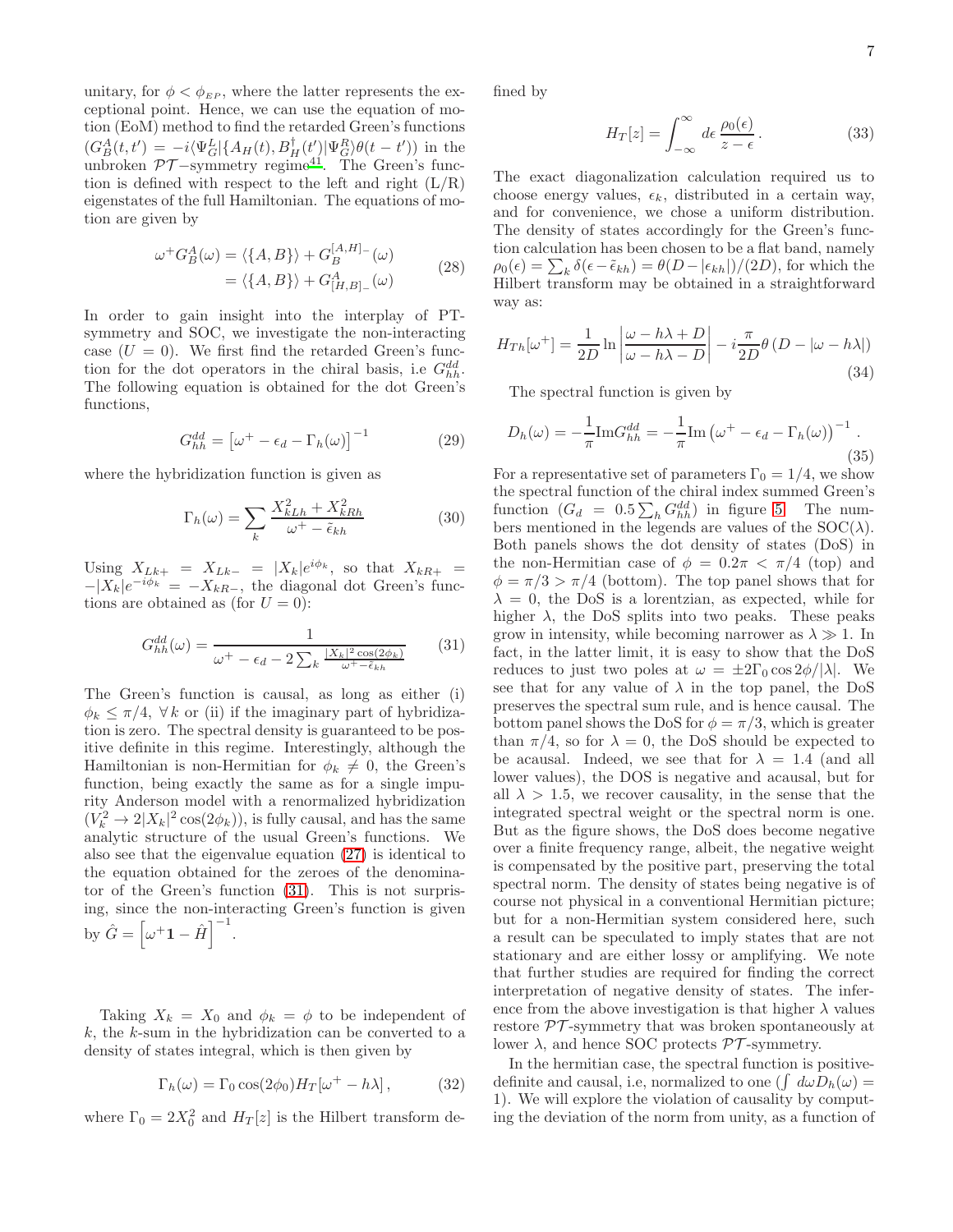unitary, for $\phi < \phi_{EP}$, where the latter represents the exceptional point. Hence, we can use the equation of motion (EoM) method to find the retarded Green's functions ($G^A_B(t,t') = -i\langle\Psi^L_G|\{A_H(t), B^\dagger_H(t')|\Psi^R_G\rangle\theta(t-t')$) in the unbroken $\mathcal{PT}-$symmetry regime[41]. The Green's function is defined with respect to the left and right (L/R) eigenstates of the full Hamiltonian. The equations of motion are given by

$$
\begin{aligned}
\omega^+ G^A_B(\omega) &= \langle\{A, B\}\rangle + G_B^{[A,H]_-}(\omega) \\
&= \langle\{A, B\}\rangle + G^A_{[H,B]_-}(\omega)
\end{aligned} \tag{28}
$$

In order to gain insight into the interplay of PT-symmetry and SOC, we investigate the non-interacting case ($U = 0$). We first find the retarded Green's function for the dot operators in the chiral basis, i.e $G^{dd}_{hh}$. The following equation is obtained for the dot's Green's functions,

$$
G^{dd}_{hh} = \left[\omega^+ - \epsilon_d - \Gamma_h(\omega)\right]^{-1} \tag{29}
$$

where the hybridization function is given as

$$
\Gamma_h(\omega) = \sum_k \frac{X^2_{kLh} + X^2_{kRh}}{\omega^+ - \tilde{\epsilon}_{kh}} \tag{30}
$$

Using $X_{Lk+} = X_{Lk-} = |X_k|e^{i\phi_k}$, so that $X_{kR+} = -|X_k|e^{-i\phi_k} = -X_{kR-}$, the diagonal dot Green's functions are obtained as (for $U = 0$):

$$
G^{dd}_{hh}(\omega) = \frac{1}{\omega^+ - \epsilon_d - 2\sum_k \frac{|X_k|^2\cos(2\phi_k)}{\omega^+ - \tilde{\epsilon}_{kh}}} \tag{31}
$$

The Green's function is causal, as long as either (i) $\phi_k \leq \pi/4,\ \forall\, k$ or (ii) if the imaginary part of hybridization is zero. The spectral density is guaranteed to be positive definite in this regime. Interestingly, although the Hamiltonian is non-Hermitian for $\phi_k \neq 0$, the Green's function, being exactly the same as for a single impurity Anderson model with a renormalized hybridization ($V_k^2 \to 2|X_k|^2\cos(2\phi_k)$), is fully causal, and has the same analytic structure of the usual Green's functions. We also see that the eigenvalue equation (27) is identical to the equation obtained for the zeroes of the denominator of the Green's function (31). This is not surprising, since the non-interacting Green's function is given by $\hat{G} = \left[\omega^+\mathbf{1} - \hat{H}\right]^{-1}$.

Taking $X_k = X_0$ and $\phi_k = \phi$ to be independent of $k$, the $k$-sum in the hybridization can be converted to a density of states integral, which is then given by

$$
\Gamma_h(\omega) = \Gamma_0\cos(2\phi_0) H_T[\omega^+ - h\lambda]\,, \tag{32}
$$

where $\Gamma_0 = 2X_0^2$ and $H_T[z]$ is the Hilbert transform defined by

$$
H_T[z] = \int_{-\infty}^{\infty} d\epsilon\, \frac{\rho_0(\epsilon)}{z - \epsilon}\,. \tag{33}
$$

The exact diagonalization calculation required us to choose energy values, $\epsilon_k$, distributed in a certain way, and for convenience, we chose a uniform distribution. The density of states accordingly for the Green's function calculation has been chosen to be a flat band, namely $\rho_0(\epsilon) = \sum_k \delta(\epsilon - \tilde{\epsilon}_{kh}) = \theta(D - |\epsilon_{kh}|)/(2D)$, for which the Hilbert transform may be obtained in a straightforward way as:

$$
H_{Th}[\omega^+] = \frac{1}{2D}\ln\left|\frac{\omega - h\lambda + D}{\omega - h\lambda - D}\right| - i\frac{\pi}{2D}\theta\left(D - |\omega - h\lambda|\right) \tag{34}
$$

The spectral function is given by

$$
D_h(\omega) = -\frac{1}{\pi}\mathrm{Im}G^{dd}_{hh} = -\frac{1}{\pi}\mathrm{Im}\left(\omega^+ - \epsilon_d - \Gamma_h(\omega)\right)^{-1}\,. \tag{35}
$$

For a representative set of parameters $\Gamma_0 = 1/4$, we show the spectral function of the chiral index summed Green's function ($G_d = 0.5\sum_h G^{dd}_{hh}$) in figure 5. The numbers mentioned in the legends are values of the SOC($\lambda$). Both panels shows the dot density of states (DoS) in the non-Hermitian case of $\phi = 0.2\pi < \pi/4$ (top) and $\phi = \pi/3 > \pi/4$ (bottom). The top panel shows that for $\lambda = 0$, the DoS is a lorentzian, as expected, while for higher $\lambda$, the DoS splits into two peaks. These peaks grow in intensity, while becoming narrower as $\lambda \gg 1$. In fact, in the latter limit, it is easy to show that the DoS reduces to just two poles at $\omega = \pm 2\Gamma_0\cos 2\phi/|\lambda|$. We see that for any value of $\lambda$ in the top panel, the DoS preserves the spectral sum rule, and is hence causal. The bottom panel shows the DoS for $\phi = \pi/3$, which is greater than $\pi/4$, so for $\lambda = 0$, the DoS should be expected to be acausal. Indeed, we see that for $\lambda = 1.4$ (and all lower values), the DOS is negative and acausal, but for all $\lambda > 1.5$, we recover causality, in the sense that the integrated spectral weight or the spectral norm is one. But as the figure shows, the DoS does become negative over a finite frequency range, albeit, the negative weight is compensated by the positive part, preserving the total spectral norm. The density of states being negative is of course not physical in a conventional Hermitian picture; but for a non-Hermitian system considered here, such a result can be speculated to imply states that are not stationary and are either lossy or amplifying. We note that further studies are required for finding the correct interpretation of negative density of states. The inference from the above investigation is that higher $\lambda$ values restore $\mathcal{PT}$-symmetry that was broken spontaneously at lower $\lambda$, and hence SOC protects $\mathcal{PT}$-symmetry.

In the hermitian case, the spectral function is positive-definite and causal, i.e, normalized to one ($\int d\omega D_h(\omega) = 1$). We will explore the violation of causality by computing the deviation of the norm from unity, as a function of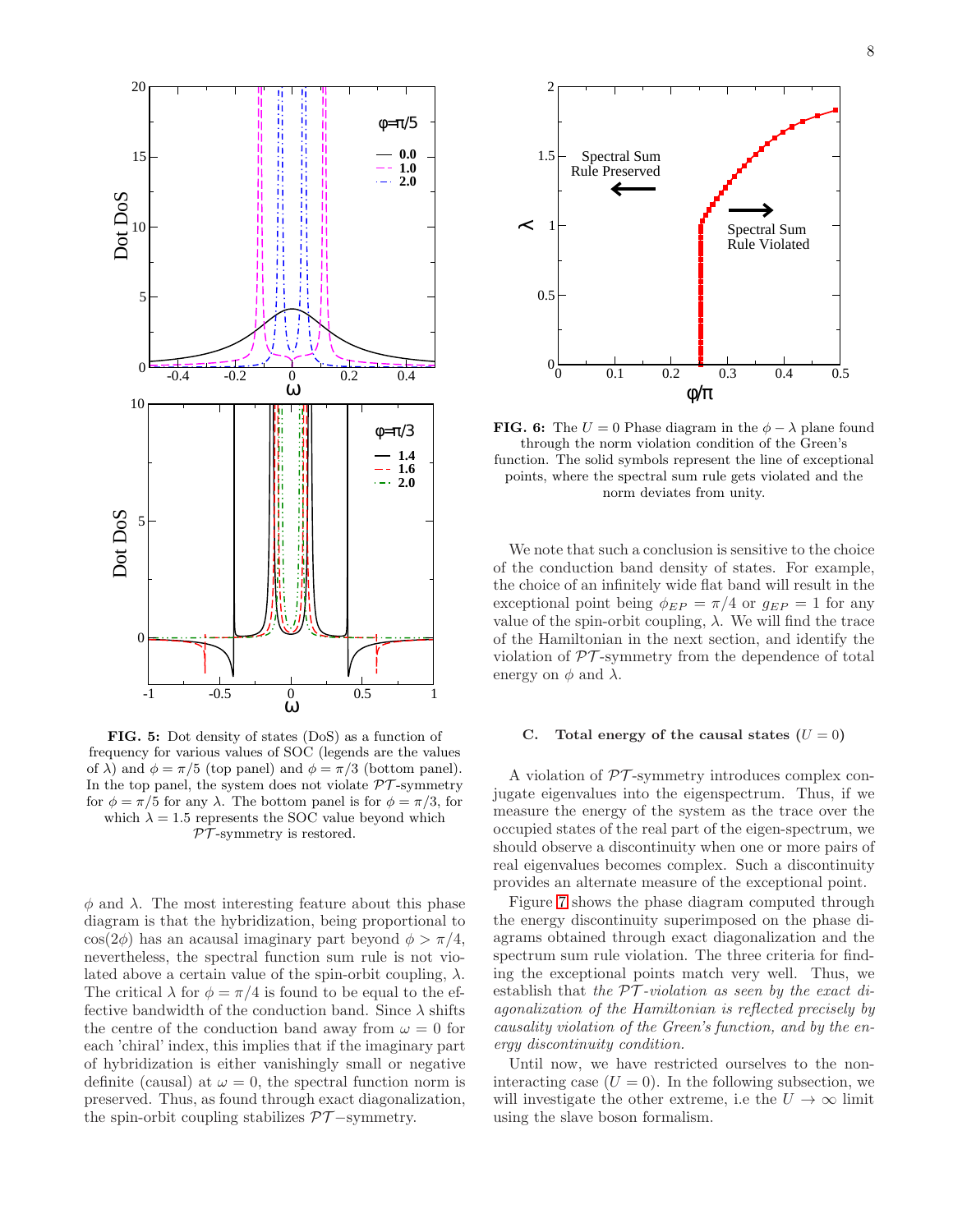**FIG. 5:** Dot density of states (DoS) as a function of frequency for various values of SOC (legends are the values of $\lambda$) and $\phi = \pi/5$ (top panel) and $\phi = \pi/3$ (bottom panel). In the top panel, the system does not violate $\mathcal{PT}$-symmetry for $\phi = \pi/5$ for any $\lambda$. The bottom panel is for $\phi = \pi/3$, for which $\lambda = 1.5$ represents the SOC value beyond which $\mathcal{PT}$-symmetry is restored.

$\phi$ and $\lambda$. The most interesting feature about this phase diagram is that the hybridization, being proportional to $\cos(2\phi)$ has an acausal imaginary part beyond $\phi > \pi/4$, nevertheless, the spectral function sum rule is not violated above a certain value of the spin-orbit coupling, $\lambda$. The critical $\lambda$ for $\phi = \pi/4$ is found to be equal to the effective bandwidth of the conduction band. Since $\lambda$ shifts the centre of the conduction band away from $\omega = 0$ for each 'chiral' index, this implies that if the imaginary part of hybridization is either vanishingly small or negative definite (causal) at $\omega = 0$, the spectral function norm is preserved. Thus, as found through exact diagonalization, the spin-orbit coupling stabilizes $\mathcal{PT}-$symmetry.

**FIG. 6:** The $U = 0$ Phase diagram in the $\phi - \lambda$ plane found through the norm violation condition of the Green's function. The solid symbols represent the line of exceptional points, where the spectral sum rule gets violated and the norm deviates from unity.

We note that such a conclusion is sensitive to the choice of the conduction band density of states. For example, the choice of an infinitely wide flat band will result in the exceptional point being $\phi_{EP} = \pi/4$ or $g_{EP} = 1$ for any value of the spin-orbit coupling, $\lambda$. We will find the trace of the Hamiltonian in the next section, and identify the violation of $\mathcal{PT}$-symmetry from the dependence of total energy on $\phi$ and $\lambda$.

### C. Total energy of the causal states ($U = 0$)

A violation of $\mathcal{PT}$-symmetry introduces complex conjugate eigenvalues into the eigenspectrum. Thus, if we measure the energy of the system as the trace over the occupied states of the real part of the eigen-spectrum, we should observe a discontinuity when one or more pairs of real eigenvalues becomes complex. Such a discontinuity provides an alternate measure of the exceptional point.

Figure 7 shows the phase diagram computed through the energy discontinuity superimposed on the phase diagrams obtained through exact diagonalization and the spectrum sum rule violation. The three criteria for finding the exceptional points match very well. Thus, we establish that *the $\mathcal{PT}$-violation as seen by the exact diagonalization of the Hamiltonian is reflected precisely by causality violation of the Green's function, and by the energy discontinuity condition.*

Until now, we have restricted ourselves to the non-interacting case ($U = 0$). In the following subsection, we will investigate the other extreme, i.e the $U \to \infty$ limit using the slave boson formalism.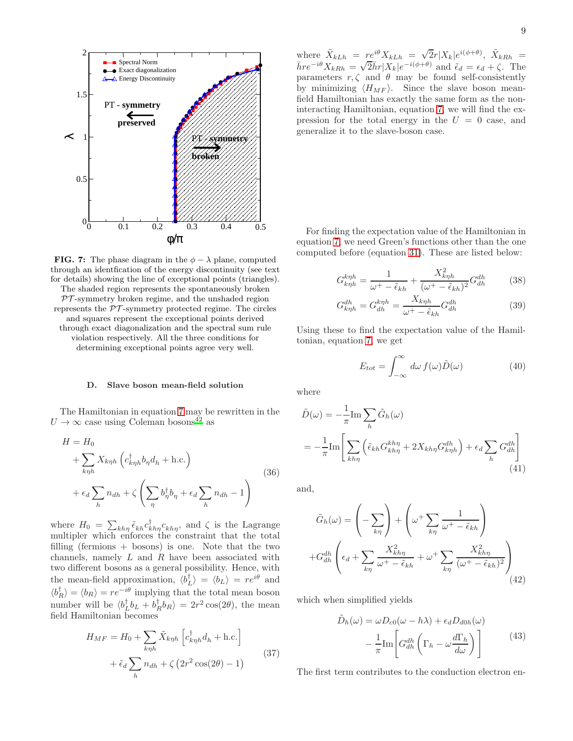FIG. 7: The phase diagram in the $\phi-\lambda$ plane, computed through an identfication of the energy discontinuity (see text for details) showing the line of exceptional points (triangles). The shaded region represents the spontaneously broken $\mathcal{PT}$-symmetry broken regime, and the unshaded region represents the $\mathcal{PT}$-symmetry protected regime. The circles and squares represent the exceptional points derived through exact diagonalization and the spectral sum rule violation respectively. All the three conditions for determining exceptional points agree very well.

### D. Slave boson mean-field solution

The Hamiltonian in equation 7 may be rewritten in the $U\to\infty$ case using Coleman bosons[42] as

$$
\begin{aligned}
H &= H_0 \\
&+ \sum_{k\eta h} X_{k\eta h}\left(c^\dagger_{k\eta h} b_\eta d_h + \text{h.c.}\right) \\
&+ \epsilon_d \sum_h n_{dh} + \zeta\left(\sum_\eta b^\dagger_\eta b_\eta + \epsilon_d \sum_h n_{dh} - 1\right)
\end{aligned}
\tag{36}
$$

where $H_0 = \sum_{k\eta h}\tilde{\epsilon}_{kh} c^\dagger_{kh\eta} c_{kh\eta}$, and $\zeta$ is the Lagrange multipler which enforces the constraint that the total filling (fermions + bosons) is one. Note that the two channels, namely $L$ and $R$ have been associated with two different bosons as a general possibility. Hence, with the mean-field approximation, $\langle b^\dagger_L\rangle = \langle b_L\rangle = re^{i\theta}$ and $\langle b^\dagger_R\rangle = \langle b_R\rangle = re^{-i\theta}$ implying that the total mean boson number will be $\langle b^\dagger_L b_L + b^\dagger_R b_R\rangle = 2r^2\cos(2\theta)$, the mean field Hamiltonian becomes

$$
\begin{aligned}
H_{MF} &= H_0 + \sum_{k\eta h}\tilde{X}_{k\eta h}\left[c^\dagger_{k\eta h} d_h + \text{h.c.}\right] \\
&+ \tilde{\epsilon}_d \sum_h n_{dh} + \zeta\left(2r^2\cos(2\theta) - 1\right)
\end{aligned}
\tag{37}
$$

where $\tilde{X}_{kLh} = re^{i\theta}X_{kLh} = \sqrt{2}r|X_k|e^{i(\phi+\theta)}$, $\tilde{X}_{kRh} = \bar{h}re^{-i\theta}X_{kRh} = \sqrt{2}\bar{h}r|X_k|e^{-i(\phi+\theta)}$ and $\tilde{\epsilon}_d = \epsilon_d + \zeta$. The parameters $r, \zeta$ and $\theta$ may be found self-consistently by minimizing $\langle H_{MF}\rangle$. Since the slave boson mean-field Hamiltonian has exactly the same form as the non-interacting Hamiltonian, equation 7, we will find the expression for the total energy in the $U=0$ case, and generalize it to the slave-boson case.

For finding the expectation value of the Hamiltonian in equation 7, we need Green's functions other than the one computed before (equation 31). These are listed below:

$$
G^{k\eta h}_{k\eta h} = \frac{1}{\omega^+ - \tilde{\epsilon}_{kh}} + \frac{X^2_{k\eta h}}{(\omega^+ - \tilde{\epsilon}_{kh})^2} G^{dh}_{dh} \tag{38}
$$

$$
G^{dh}_{k\eta h} = G^{k\eta h}_{dh} = \frac{X_{k\eta h}}{\omega^+ - \tilde{\epsilon}_{kh}} G^{dh}_{dh} \tag{39}
$$

Using these to find the expectation value of the Hamiltonian, equation 7, we get

$$
E_{tot} = \int_{-\infty}^{\infty} d\omega\, f(\omega)\tilde{D}(\omega) \tag{40}
$$

where

$$
\begin{aligned}
\tilde{D}(\omega) &= -\frac{1}{\pi}\text{Im}\sum_h \tilde{G}_h(\omega) \\
&= -\frac{1}{\pi}\text{Im}\left[\sum_{kh\eta}\left(\tilde{\epsilon}_{kh} G^{kh\eta}_{kh\eta} + 2X_{kh\eta} G^{dh}_{kh\eta}\right) + \epsilon_d \sum_h G^{dh}_{dh}\right]
\end{aligned}
\tag{41}
$$

and,

$$
\begin{aligned}
\tilde{G}_h(\omega) &= \left(-\sum_{k\eta}\right) + \left(\omega^+ \sum_{k\eta}\frac{1}{\omega^+ - \tilde{\epsilon}_{kh}}\right) \\
&+ G^{dh}_{dh}\left(\epsilon_d + \sum_{k\eta}\frac{X^2_{kh\eta}}{\omega^+ - \tilde{\epsilon}_{kh}} + \omega^+ \sum_{k\eta}\frac{X^2_{kh\eta}}{(\omega^+ - \tilde{\epsilon}_{kh})^2}\right)
\end{aligned}
\tag{42}
$$

which when simplified yields

$$
\begin{aligned}
\tilde{D}_h(\omega) &= \omega D_{c0}(\omega - h\lambda) + \epsilon_d D_{d0h}(\omega) \\
&- \frac{1}{\pi}\text{Im}\left[G^{dh}_{dh}\left(\Gamma_h - \omega\frac{d\Gamma_h}{d\omega}\right)\right]
\end{aligned}
\tag{43}
$$

The first term contributes to the conduction electron en-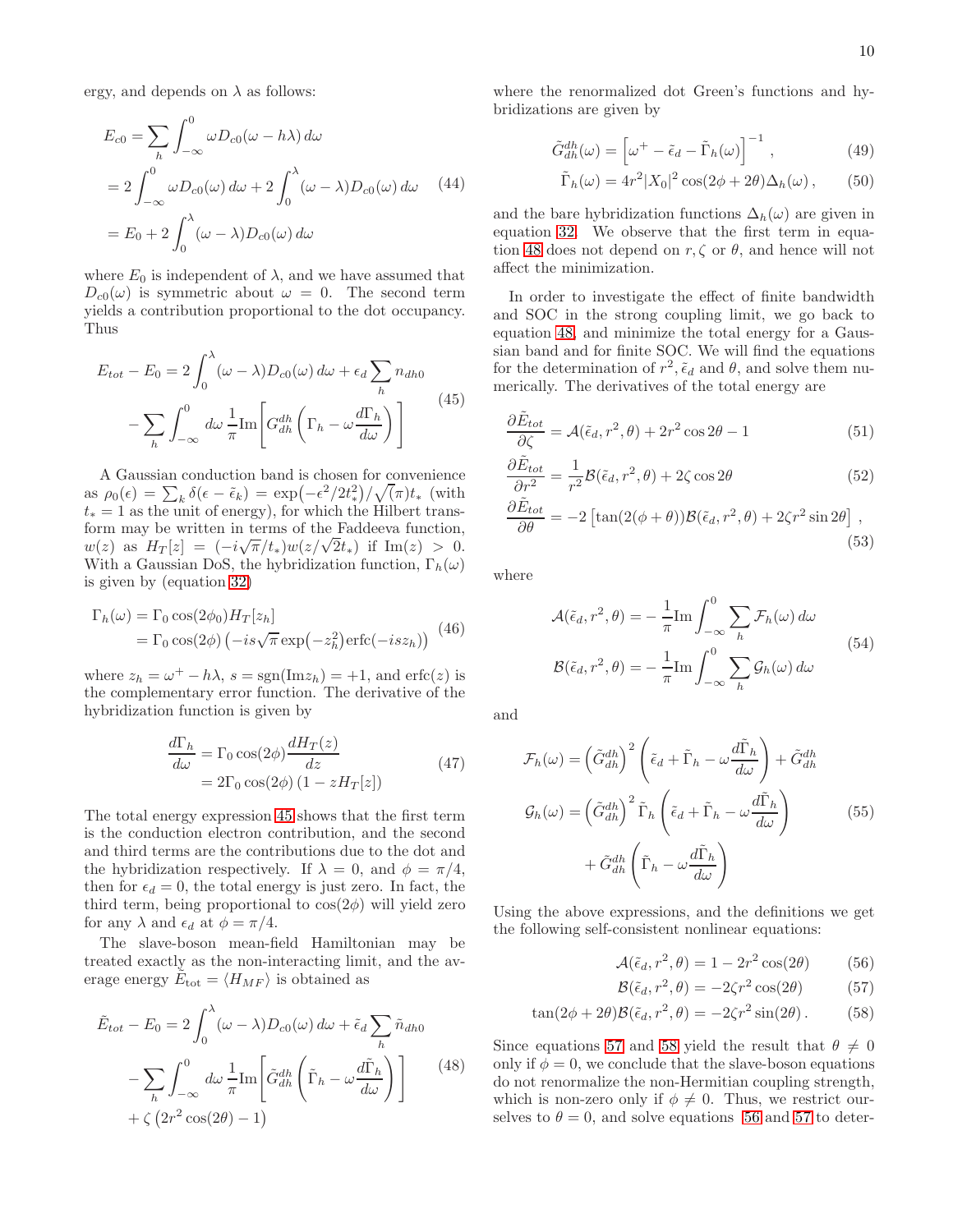ergy, and depends on $\lambda$ as follows:

$$
\begin{aligned}
E_{c0} &= \sum_h \int_{-\infty}^{0} \omega D_{c0}(\omega - h\lambda)\, d\omega \\
&= 2\int_{-\infty}^{0} \omega D_{c0}(\omega)\, d\omega + 2\int_{0}^{\lambda} (\omega - \lambda) D_{c0}(\omega)\, d\omega \\
&= E_0 + 2\int_0^{\lambda} (\omega-\lambda) D_{c0}(\omega)\, d\omega
\end{aligned}
\tag{44}
$$

where $E_0$ is independent of $\lambda$, and we have assumed that $D_{c0}(\omega)$ is symmetric about $\omega = 0$. The second term yields a contribution proportional to the dot occupancy. Thus

$$
\begin{aligned}
E_{tot} - E_0 &= 2\int_0^{\lambda} (\omega-\lambda) D_{c0}(\omega)\, d\omega + \epsilon_d \sum_h n_{dh0} \\
&- \sum_h \int_{-\infty}^{0} d\omega\, \frac{1}{\pi} \mathrm{Im}\left[ G_{dh}^{dh}\left( \Gamma_h - \omega \frac{d\Gamma_h}{d\omega}\right)\right]
\end{aligned}
\tag{45}
$$

A Gaussian conduction band is chosen for convenience as $\rho_0(\epsilon) = \sum_k \delta(\epsilon - \tilde{\epsilon}_k) = \exp(-\epsilon^2/2t_*^2)/\sqrt(\pi) t_*$ (with $t_* = 1$ as the unit of energy), for which the Hilbert transform may be written in terms of the Faddeeva function, $w(z)$ as $H_T[z] = (-i\sqrt{\pi}/t_*) w(z/\sqrt{2}t_*)$ if $\mathrm{Im}(z) > 0$. With a Gaussian DoS, the hybridization function, $\Gamma_h(\omega)$ is given by (equation 32)

$$
\begin{aligned}
\Gamma_h(\omega) &= \Gamma_0 \cos(2\phi_0) H_T[z_h] \\
&= \Gamma_0 \cos(2\phi) \left( -is\sqrt{\pi} \exp(-z_h^2) \mathrm{erfc}(-isz_h)\right)
\end{aligned}
\tag{46}
$$

where $z_h = \omega^+ - h\lambda$, $s = \mathrm{sgn}(\mathrm{Im} z_h) = +1$, and $\mathrm{erfc}(z)$ is the complementary error function. The derivative of the hybridization function is given by

$$
\begin{aligned}
\frac{d\Gamma_h}{d\omega} &= \Gamma_0 \cos(2\phi) \frac{dH_T(z)}{dz} \\
&= 2\Gamma_0 \cos(2\phi) \left(1 - zH_T[z]\right)
\end{aligned}
\tag{47}
$$

The total energy expression 45 shows that the first term is the conduction electron contribution, and the second and third terms are the contributions due to the dot and the hybridization respectively. If $\lambda = 0$, and $\phi = \pi/4$, then for $\epsilon_d = 0$, the total energy is just zero. In fact, the third term, being proportional to $\cos(2\phi)$ will yield zero for any $\lambda$ and $\epsilon_d$ at $\phi = \pi/4$.

The slave-boson mean-field Hamiltonian may be treated exactly as the non-interacting limit, and the average energy $\tilde{E}_{\mathrm{tot}} = \langle H_{MF} \rangle$ is obtained as

$$
\begin{aligned}
\tilde{E}_{tot} - E_0 &= 2\int_0^{\lambda} (\omega-\lambda) D_{c0}(\omega)\, d\omega + \tilde{\epsilon}_d \sum_h \tilde{n}_{dh0} \\
&- \sum_h \int_{-\infty}^{0} d\omega\, \frac{1}{\pi} \mathrm{Im}\left[ \tilde{G}_{dh}^{dh}\left( \tilde{\Gamma}_h - \omega \frac{d\tilde{\Gamma}_h}{d\omega}\right)\right] \\
&+ \zeta\left(2r^2 \cos(2\theta) - 1\right)
\end{aligned}
\tag{48}
$$

where the renormalized dot Green's functions and hybridizations are given by

$$
\tilde{G}_{dh}^{dh}(\omega) = \left[\omega^+ - \tilde{\epsilon}_d - \tilde{\Gamma}_h(\omega)\right]^{-1}, \tag{49}
$$

$$
\tilde{\Gamma}_h(\omega) = 4r^2 |X_0|^2 \cos(2\phi + 2\theta) \Delta_h(\omega), \tag{50}
$$

and the bare hybridization functions $\Delta_h(\omega)$ are given in equation 32. We observe that the first term in equation 48 does not depend on $r, \zeta$ or $\theta$, and hence will not affect the minimization.

In order to investigate the effect of finite bandwidth and SOC in the strong coupling limit, we go back to equation 48, and minimize the total energy for a Gaussian band and for finite SOC. We will find the equations for the determination of $r^2$, $\tilde{\epsilon}_d$ and $\theta$, and solve them numerically. The derivatives of the total energy are

$$
\frac{\partial \tilde{E}_{tot}}{\partial \zeta} = \mathcal{A}(\tilde{\epsilon}_d, r^2, \theta) + 2r^2 \cos 2\theta - 1 \tag{51}
$$

$$
\frac{\partial \tilde{E}_{tot}}{\partial r^2} = \frac{1}{r^2} \mathcal{B}(\tilde{\epsilon}_d, r^2, \theta) + 2\zeta \cos 2\theta \tag{52}
$$

$$
\frac{\partial \tilde{E}_{tot}}{\partial \theta} = -2\left[\tan(2(\phi+\theta)) \mathcal{B}(\tilde{\epsilon}_d, r^2, \theta) + 2\zeta r^2 \sin 2\theta\right], \tag{53}
$$

where

$$
\begin{aligned}
\mathcal{A}(\tilde{\epsilon}_d, r^2, \theta) &= -\frac{1}{\pi} \mathrm{Im} \int_{-\infty}^{0} \sum_h \mathcal{F}_h(\omega)\, d\omega \\
\mathcal{B}(\tilde{\epsilon}_d, r^2, \theta) &= -\frac{1}{\pi} \mathrm{Im} \int_{-\infty}^{0} \sum_h \mathcal{G}_h(\omega)\, d\omega
\end{aligned}
\tag{54}
$$

and

$$
\begin{aligned}
\mathcal{F}_h(\omega) &= \left(\tilde{G}_{dh}^{dh}\right)^2 \left(\tilde{\epsilon}_d + \tilde{\Gamma}_h - \omega \frac{d\tilde{\Gamma}_h}{d\omega}\right) + \tilde{G}_{dh}^{dh} \\
\mathcal{G}_h(\omega) &= \left(\tilde{G}_{dh}^{dh}\right)^2 \tilde{\Gamma}_h \left(\tilde{\epsilon}_d + \tilde{\Gamma}_h - \omega \frac{d\tilde{\Gamma}_h}{d\omega}\right) \\
&\quad + \tilde{G}_{dh}^{dh} \left(\tilde{\Gamma}_h - \omega \frac{d\tilde{\Gamma}_h}{d\omega}\right)
\end{aligned}
\tag{55}
$$

Using the above expressions, and the definitions we get the following self-consistent nonlinear equations:

$$
\mathcal{A}(\tilde{\epsilon}_d, r^2, \theta) = 1 - 2r^2 \cos(2\theta) \tag{56}
$$

$$
\mathcal{B}(\tilde{\epsilon}_d, r^2, \theta) = -2\zeta r^2 \cos(2\theta) \tag{57}
$$

$$
\tan(2\phi + 2\theta) \mathcal{B}(\tilde{\epsilon}_d, r^2, \theta) = -2\zeta r^2 \sin(2\theta). \tag{58}
$$

Since equations 57 and 58 yield the result that $\theta \neq 0$ only if $\phi = 0$, we conclude that the slave-boson equations do not renormalize the non-Hermitian coupling strength, which is non-zero only if $\phi \neq 0$. Thus, we restrict ourselves to $\theta = 0$, and solve equations 56 and 57 to deter-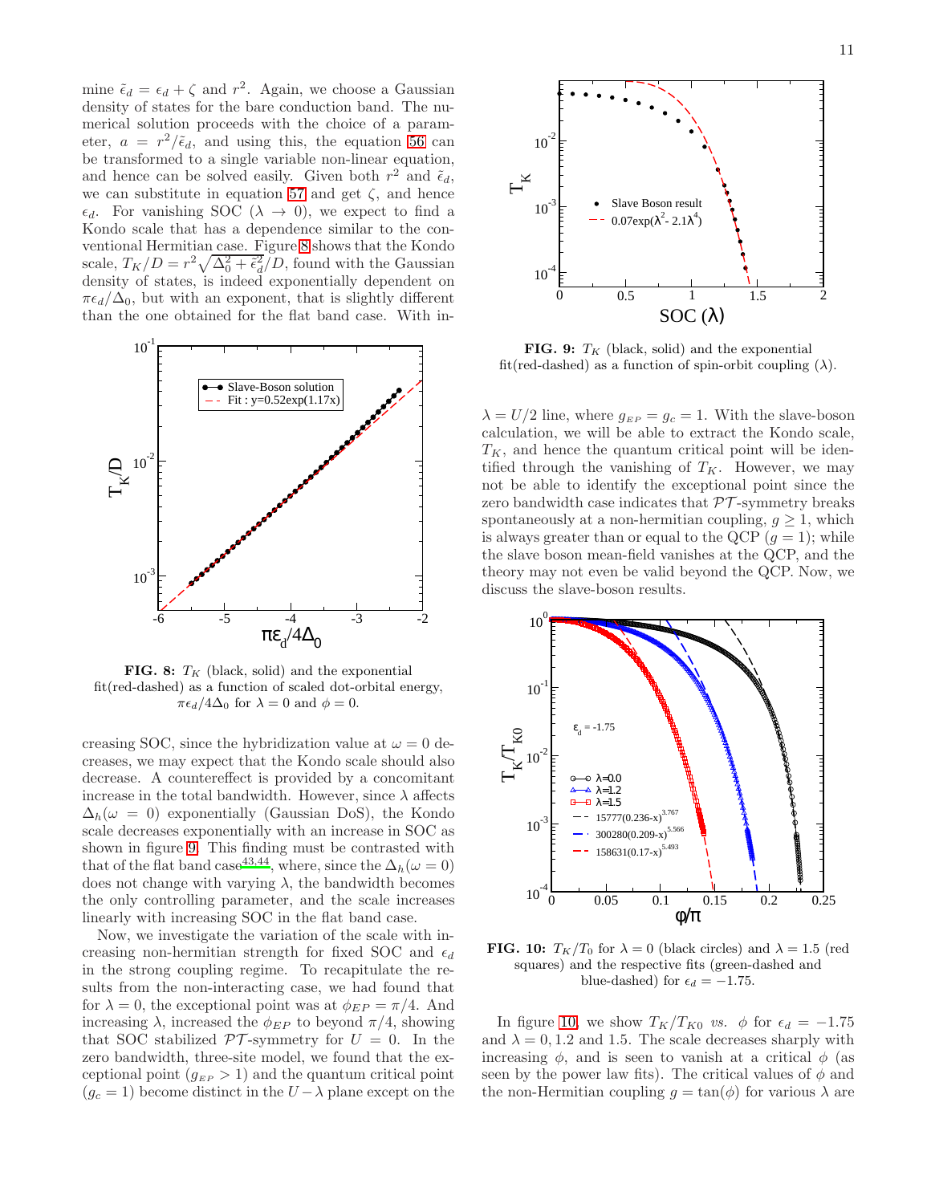mine $\tilde{\epsilon}_d = \epsilon_d + \zeta$ and $r^2$. Again, we choose a Gaussian density of states for the bare conduction band. The numerical solution proceeds with the choice of a parameter, $a = r^2/\tilde{\epsilon}_d$, and using this, the equation 56 can be transformed to a single variable non-linear equation, and hence can be solved easily. Given both $r^2$ and $\tilde{\epsilon}_d$, we can substitute in equation 57 and get $\zeta$, and hence $\epsilon_d$. For vanishing SOC ($\lambda \to 0$), we expect to find a Kondo scale that has a dependence similar to the conventional Hermitian case. Figure 8 shows that the Kondo scale, $T_K/D = r^2\sqrt{\Delta_0^2 + \tilde{\epsilon}_d^2}/D$, found with the Gaussian density of states, is indeed exponentially dependent on $\pi\epsilon_d/\Delta_0$, but with an exponent, that is slightly different than the one obtained for the flat band case. With increasing SOC, since the hybridization value at $\omega = 0$ decreases, we may expect that the Kondo scale should also decrease. A countereffect is provided by a concomitant increase in the total bandwidth. However, since $\lambda$ affects $\Delta_h(\omega = 0)$ exponentially (Gaussian DoS), the Kondo scale decreases exponentially with an increase in SOC as shown in figure 9. This finding must be contrasted with that of the flat band case[43,44], where, since the $\Delta_h(\omega = 0)$ does not change with varying $\lambda$, the bandwidth becomes the only controlling parameter, and the scale increases linearly with increasing SOC in the flat band case.

**FIG. 8:** $T_K$ (black, solid) and the exponential fit(red-dashed) as a function of scaled dot-orbital energy, $\pi\epsilon_d/4\Delta_0$ for $\lambda = 0$ and $\phi = 0$.

Now, we investigate the variation of the scale with increasing non-hermitian strength for fixed SOC and $\epsilon_d$ in the strong coupling regime. To recapitulate the results from the non-interacting case, we had found that for $\lambda = 0$, the exceptional point was at $\phi_{EP} = \pi/4$. And increasing $\lambda$, increased the $\phi_{EP}$ to beyond $\pi/4$, showing that SOC stabilized $\mathcal{PT}$-symmetry for $U = 0$. In the zero bandwidth, three-site model, we found that the exceptional point ($g_{EP} > 1$) and the quantum critical point ($g_c = 1$) become distinct in the $U - \lambda$ plane except on the $\lambda = U/2$ line, where $g_{EP} = g_c = 1$. With the slave-boson calculation, we will be able to extract the Kondo scale, $T_K$, and hence the quantum critical point will be identified through the vanishing of $T_K$. However, we may not be able to identify the exceptional point since the zero bandwidth case indicates that $\mathcal{PT}$-symmetry breaks spontaneously at a non-hermitian coupling, $g \geq 1$, which is always greater than or equal to the QCP ($g = 1$); while the slave boson mean-field vanishes at the QCP, and the theory may not even be valid beyond the QCP. Now, we discuss the slave-boson results.

**FIG. 9:** $T_K$ (black, solid) and the exponential fit(red-dashed) as a function of spin-orbit coupling ($\lambda$).

**FIG. 10:** $T_K/T_0$ for $\lambda = 0$ (black circles) and $\lambda = 1.5$ (red squares) and the respective fits (green-dashed and blue-dashed) for $\epsilon_d = -1.75$.

In figure 10, we show $T_K/T_{K0}$ *vs.* $\phi$ for $\epsilon_d = -1.75$ and $\lambda = 0, 1.2$ and 1.5. The scale decreases sharply with increasing $\phi$, and is seen to vanish at a critical $\phi$ (as seen by the power law fits). The critical values of $\phi$ and the non-Hermitian coupling $g = \tan(\phi)$ for various $\lambda$ are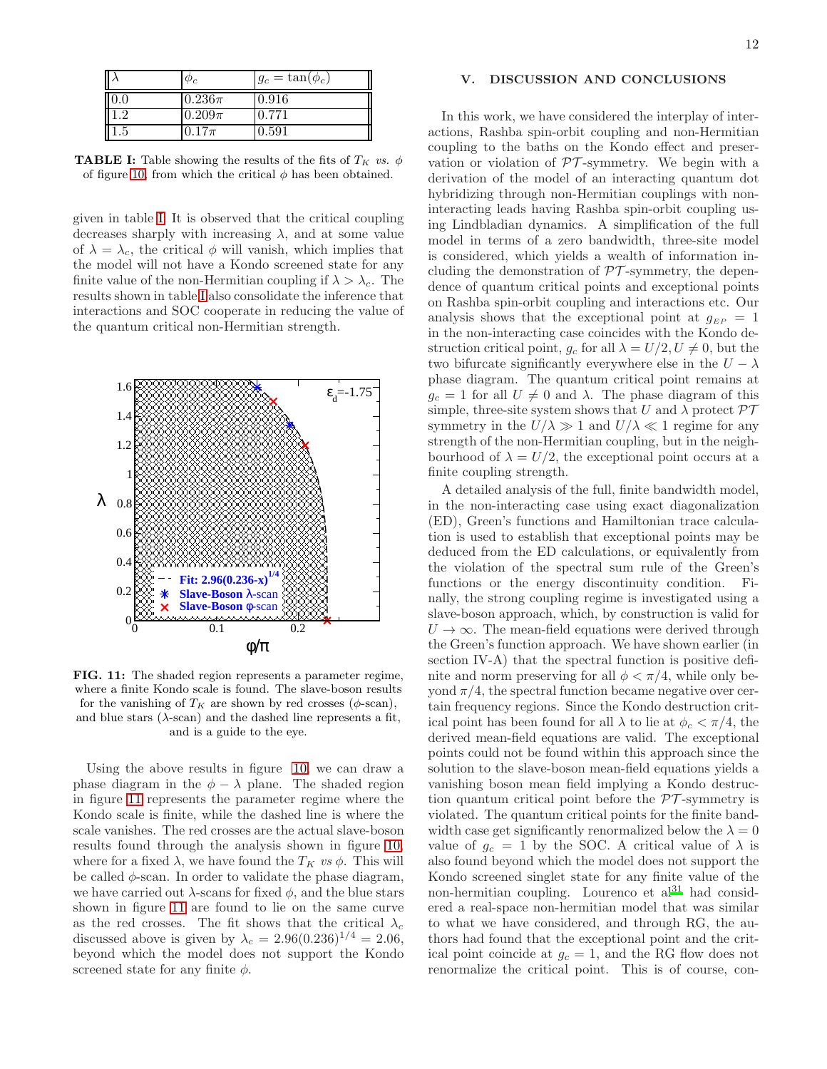| $\lambda$ | $\phi_c$ | $g_c = \tan(\phi_c)$ |
|---|---|---|
| 0.0 | $0.236\pi$ | 0.916 |
| 1.2 | $0.209\pi$ | 0.771 |
| 1.5 | $0.17\pi$ | 0.591 |

**TABLE I:** Table showing the results of the fits of $T_K$ *vs.* $\phi$ of figure 10, from which the critical $\phi$ has been obtained.

given in table I. It is observed that the critical coupling decreases sharply with increasing $\lambda$, and at some value of $\lambda = \lambda_c$, the critical $\phi$ will vanish, which implies that the model will not have a Kondo screened state for any finite value of the non-Hermitian coupling if $\lambda > \lambda_c$. The results shown in table I also consolidate the inference that interactions and SOC cooperate in reducing the value of the quantum critical non-Hermitian strength.

**FIG. 11:** The shaded region represents a parameter regime, where a finite Kondo scale is found. The slave-boson results for the vanishing of $T_K$ are shown by red crosses ($\phi$-scan), and blue stars ($\lambda$-scan) and the dashed line represents a fit, and is a guide to the eye.

Using the above results in figure 10, we can draw a phase diagram in the $\phi - \lambda$ plane. The shaded region in figure 11 represents the parameter regime where the Kondo scale is finite, while the dashed line is where the scale vanishes. The red crosses are the actual slave-boson results found through the analysis shown in figure 10, where for a fixed $\lambda$, we have found the $T_K$ *vs* $\phi$. This will be called $\phi$-scan. In order to validate the phase diagram, we have carried out $\lambda$-scans for fixed $\phi$, and the blue stars shown in figure 11 are found to lie on the same curve as the red crosses. The fit shows that the critical $\lambda_c$ discussed above is given by $\lambda_c = 2.96(0.236)^{1/4} = 2.06$, beyond which the model does not support the Kondo screened state for any finite $\phi$.

## V. DISCUSSION AND CONCLUSIONS

In this work, we have considered the interplay of interactions, Rashba spin-orbit coupling and non-Hermitian coupling to the baths on the Kondo effect and preservation or violation of $\mathcal{PT}$-symmetry. We begin with a derivation of the model of an interacting quantum dot hybridizing through non-Hermitian couplings with non-interacting leads having Rashba spin-orbit coupling using Lindbladian dynamics. A simplification of the full model in terms of a zero bandwidth, three-site model is considered, which yields a wealth of information including the demonstration of $\mathcal{PT}$-symmetry, the dependence of quantum critical points and exceptional points on Rashba spin-orbit coupling and interactions etc. Our analysis shows that the exceptional point at $g_{EP} = 1$ in the non-interacting case coincides with the Kondo destruction critical point, $g_c$ for all $\lambda = U/2, U \neq 0$, but the two bifurcate significantly everywhere else in the $U - \lambda$ phase diagram. The quantum critical point remains at $g_c = 1$ for all $U \neq 0$ and $\lambda$. The phase diagram of this simple, three-site system shows that $U$ and $\lambda$ protect $\mathcal{PT}$ symmetry in the $U/\lambda \gg 1$ and $U/\lambda \ll 1$ regime for any strength of the non-Hermitian coupling, but in the neighbourhood of $\lambda = U/2$, the exceptional point occurs at a finite coupling strength.

A detailed analysis of the full, finite bandwidth model, in the non-interacting case using exact diagonalization (ED), Green's functions and Hamiltonian trace calculation is used to establish that exceptional points may be deduced from the ED calculations, or equivalently from the violation of the spectral sum rule of the Green's functions or the energy discontinuity condition. Finally, the strong coupling regime is investigated using a slave-boson approach, which, by construction is valid for $U \to \infty$. The mean-field equations were derived through the Green's function approach. We have shown earlier (in section IV-A) that the spectral function is positive definite and norm preserving for all $\phi < \pi/4$, while only beyond $\pi/4$, the spectral function became negative over certain frequency regions. Since the Kondo destruction critical point has been found for all $\lambda$ to lie at $\phi_c < \pi/4$, the derived mean-field equations are valid. The exceptional points could not be found within this approach since the solution to the slave-boson mean-field equations yields a vanishing boson mean field implying a Kondo destruction quantum critical point before the $\mathcal{PT}$-symmetry is violated. The quantum critical points for the finite bandwidth case get significantly renormalized below the $\lambda = 0$ value of $g_c = 1$ by the SOC. A critical value of $\lambda$ is also found beyond which the model does not support the Kondo screened singlet state for any finite value of the non-hermitian coupling. Lourenco et al[31] had considered a real-space non-hermitian model that was similar to what we have considered, and through RG, the authors had found that the exceptional point and the critical point coincide at $g_c = 1$, and the RG flow does not renormalize the critical point. This is of course, con-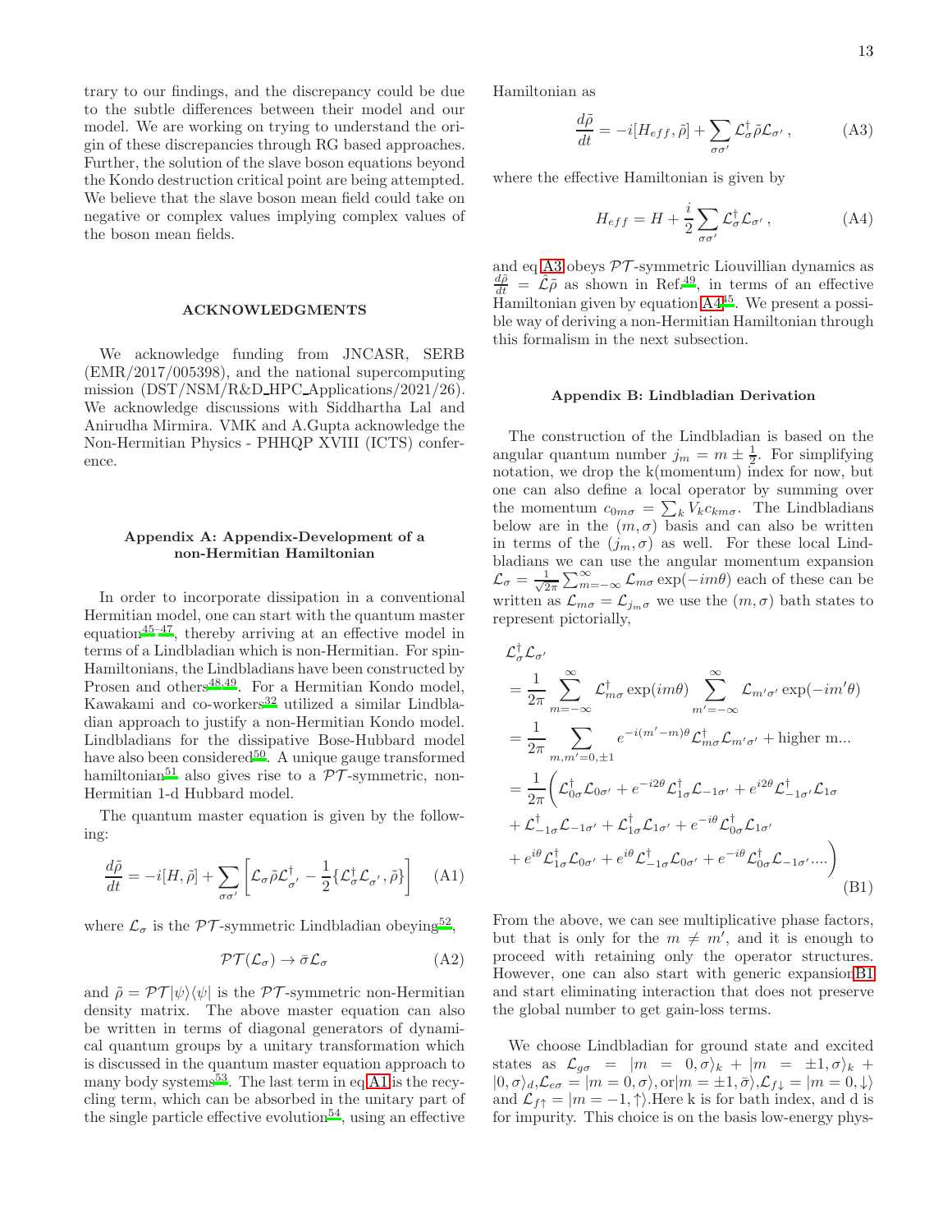trary to our findings, and the discrepancy could be due to the subtle differences between their model and our model. We are working on trying to understand the origin of these discrepancies through RG based approaches. Further, the solution of the slave boson equations beyond the Kondo destruction critical point are being attempted. We believe that the slave boson mean field could take on negative or complex values implying complex values of the boson mean fields.

## ACKNOWLEDGMENTS

We acknowledge funding from JNCASR, SERB (EMR/2017/005398), and the national supercomputing mission (DST/NSM/R&D_HPC_Applications/2021/26). We acknowledge discussions with Siddhartha Lal and Anirudha Mirmira. VMK and A.Gupta acknowledge the Non-Hermitian Physics - PHHQP XVIII (ICTS) conference.

## Appendix A: Appendix-Development of a non-Hermitian Hamiltonian

In order to incorporate dissipation in a conventional Hermitian model, one can start with the quantum master equation[45–47], thereby arriving at an effective model in terms of a Lindbladian which is non-Hermitian. For spin-Hamiltonians, the Lindbladians have been constructed by Prosen and others[48,49]. For a Hermitian Kondo model, Kawakami and co-workers[32] utilized a similar Lindbladian approach to justify a non-Hermitian Kondo model. Lindbladians for the dissipative Bose-Hubbard model have also been considered[50]. A unique gauge transformed hamiltonian[51] also gives rise to a $\mathcal{PT}$-symmetric, non-Hermitian 1-d Hubbard model.

The quantum master equation is given by the following:

$$\frac{d\tilde{\rho}}{dt} = -i[H, \tilde{\rho}] + \sum_{\sigma\sigma'}\left[\mathcal{L}_{\sigma}\tilde{\rho}\mathcal{L}^{\dagger}_{\sigma'} - \frac{1}{2}\{\mathcal{L}^{\dagger}_{\sigma}\mathcal{L}_{\sigma'}, \tilde{\rho}\}\right] \tag{A1}$$

where $\mathcal{L}_{\sigma}$ is the $\mathcal{PT}$-symmetric Lindbladian obeying[52],

$$\mathcal{PT}(\mathcal{L}_{\sigma}) \rightarrow \bar{\sigma}\mathcal{L}_{\sigma} \tag{A2}$$

and $\tilde{\rho} = \mathcal{PT}|\psi\rangle\langle\psi|$ is the $\mathcal{PT}$-symmetric non-Hermitian density matrix. The above master equation can also be written in terms of diagonal generators of dynamical quantum groups by a unitary transformation which is discussed in the quantum master equation approach to many body systems[53]. The last term in eq A1 is the recycling term, which can be absorbed in the unitary part of the single particle effective evolution[54], using an effective Hamiltonian as

$$\frac{d\tilde{\rho}}{dt} = -i[H_{eff}, \tilde{\rho}] + \sum_{\sigma\sigma'}\mathcal{L}^{\dagger}_{\sigma}\tilde{\rho}\mathcal{L}_{\sigma'}\,, \tag{A3}$$

where the effective Hamiltonian is given by

$$H_{eff} = H + \frac{i}{2}\sum_{\sigma\sigma'}\mathcal{L}^{\dagger}_{\sigma}\mathcal{L}_{\sigma'}\,, \tag{A4}$$

and eq A3 obeys $\mathcal{PT}$-symmetric Liouvillian dynamics as $\frac{d\tilde{\rho}}{dt} = \hat{\mathcal{L}}\tilde{\rho}$ as shown in Ref.[49], in terms of an effective Hamiltonian given by equation A4[45]. We present a possible way of deriving a non-Hermitian Hamiltonian through this formalism in the next subsection.

## Appendix B: Lindbladian Derivation

The construction of the Lindbladian is based on the angular quantum number $j_m = m \pm \frac{1}{2}$. For simplifying notation, we drop the k(momentum) index for now, but one can also define a local operator by summing over the momentum $c_{0m\sigma} = \sum_k V_k c_{km\sigma}$. The Lindbladians below are in the $(m, \sigma)$ basis and can also be written in terms of the $(j_m, \sigma)$ as well. For these local Lindbladians we can use the angular momentum expansion $\mathcal{L}_{\sigma} = \frac{1}{\sqrt{2\pi}}\sum_{m=-\infty}^{\infty}\mathcal{L}_{m\sigma}\exp(-im\theta)$ each of these can be written as $\mathcal{L}_{m\sigma} = \mathcal{L}_{j_m\sigma}$ we use the $(m, \sigma)$ bath states to represent pictorially,

$$\begin{aligned}
&\mathcal{L}^{\dagger}_{\sigma}\mathcal{L}_{\sigma'} \\
&= \frac{1}{2\pi}\sum_{m=-\infty}^{\infty}\mathcal{L}^{\dagger}_{m\sigma}\exp(im\theta)\sum_{m'=-\infty}^{\infty}\mathcal{L}_{m'\sigma'}\exp(-im'\theta) \\
&= \frac{1}{2\pi}\sum_{m,m'=0,\pm 1} e^{-i(m'-m)\theta}\mathcal{L}^{\dagger}_{m\sigma}\mathcal{L}_{m'\sigma'} + \text{higher m...} \\
&= \frac{1}{2\pi}\bigg(\mathcal{L}^{\dagger}_{0\sigma}\mathcal{L}_{0\sigma'} + e^{-i2\theta}\mathcal{L}^{\dagger}_{1\sigma}\mathcal{L}_{-1\sigma'} + e^{i2\theta}\mathcal{L}^{\dagger}_{-1\sigma'}\mathcal{L}_{1\sigma} \\
&+ \mathcal{L}^{\dagger}_{-1\sigma}\mathcal{L}_{-1\sigma'} + \mathcal{L}^{\dagger}_{1\sigma}\mathcal{L}_{1\sigma'} + e^{-i\theta}\mathcal{L}^{\dagger}_{0\sigma}\mathcal{L}_{1\sigma'} \\
&+ e^{i\theta}\mathcal{L}^{\dagger}_{1\sigma}\mathcal{L}_{0\sigma'} + e^{i\theta}\mathcal{L}^{\dagger}_{-1\sigma}\mathcal{L}_{0\sigma'} + e^{-i\theta}\mathcal{L}^{\dagger}_{0\sigma}\mathcal{L}_{-1\sigma'}....\bigg)
\end{aligned} \tag{B1}$$

From the above, we can see multiplicative phase factors, but that is only for the $m \neq m'$, and it is enough to proceed with retaining only the operator structures. However, one can also start with generic expansion B1 and start eliminating interaction that does not preserve the global number to get gain-loss terms.

We choose Lindbladian for ground state and excited states as $\mathcal{L}_{g\sigma} = |m = 0, \sigma\rangle_k + |m = \pm 1, \sigma\rangle_k + |0, \sigma\rangle_d$, $\mathcal{L}_{e\sigma} = |m = 0, \sigma\rangle$, or $|m = \pm 1, \bar{\sigma}\rangle$, $\mathcal{L}_{f\downarrow} = |m = 0, \downarrow\rangle$ and $\mathcal{L}_{f\uparrow} = |m = -1, \uparrow\rangle$. Here k is for bath index, and d is for impurity. This choice is on the basis low-energy phys-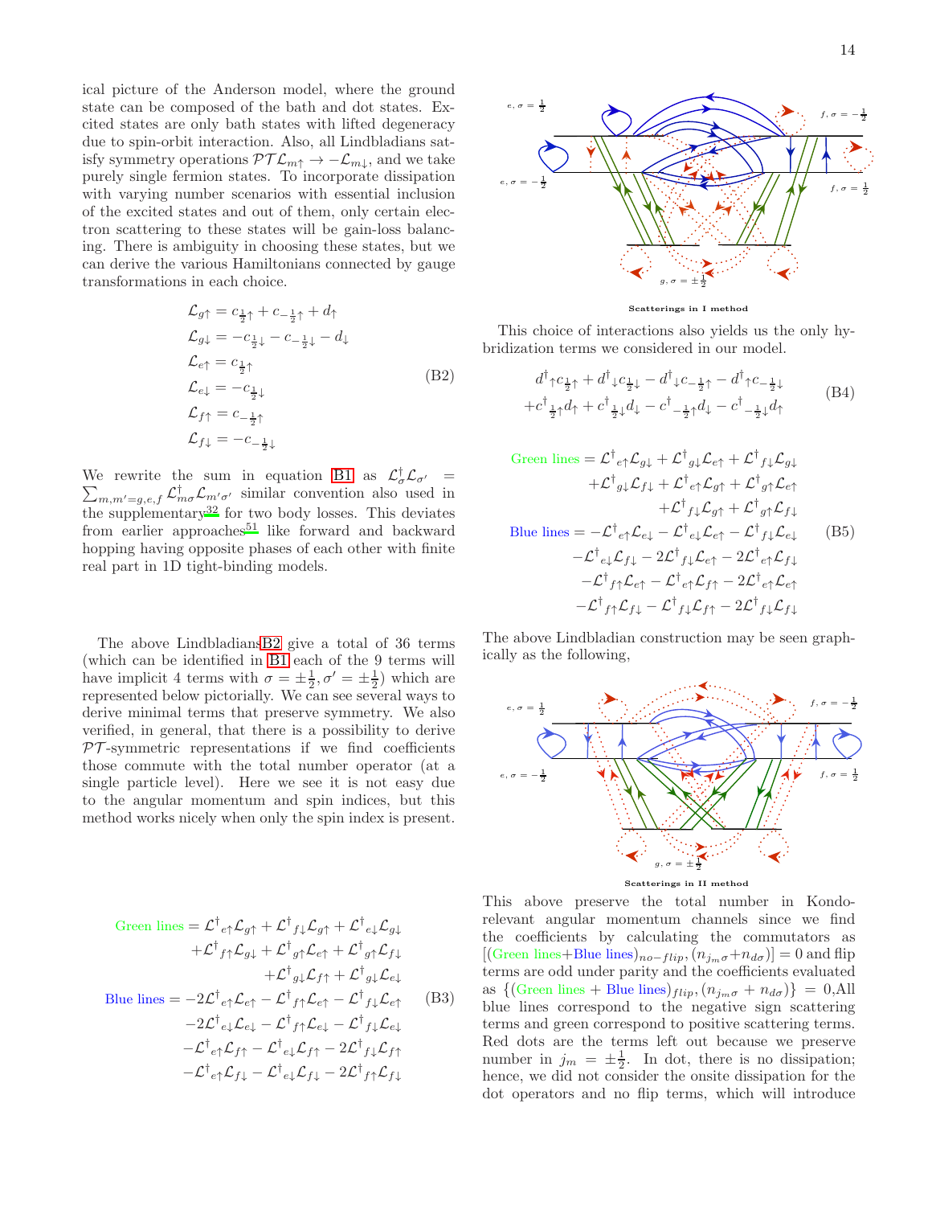ical picture of the Anderson model, where the ground state can be composed of the bath and dot states. Excited states are only bath states with lifted degeneracy due to spin-orbit interaction. Also, all Lindbladians satisfy symmetry operations $\mathcal{PT}\mathcal{L}_{m\uparrow} \rightarrow -\mathcal{L}_{m\downarrow}$, and we take purely single fermion states. To incorporate dissipation with varying number scenarios with essential inclusion of the excited states and out of them, only certain electron scattering to these states will be gain-loss balancing. There is ambiguity in choosing these states, but we can derive the various Hamiltonians connected by gauge transformations in each choice.

$$
\begin{aligned}
\mathcal{L}_{g\uparrow} &= c_{\frac{1}{2}\uparrow} + c_{-\frac{1}{2}\uparrow} + d_{\uparrow} \\
\mathcal{L}_{g\downarrow} &= -c_{\frac{1}{2}\downarrow} - c_{-\frac{1}{2}\downarrow} - d_{\downarrow} \\
\mathcal{L}_{e\uparrow} &= c_{\frac{1}{2}\uparrow} \\
\mathcal{L}_{e\downarrow} &= -c_{\frac{1}{2}\downarrow} \\
\mathcal{L}_{f\uparrow} &= c_{-\frac{1}{2}\uparrow} \\
\mathcal{L}_{f\downarrow} &= -c_{-\frac{1}{2}\downarrow}
\end{aligned}
\tag{B2}
$$

We rewrite the sum in equation B1 as $\mathcal{L}^{\dagger}_{\sigma}\mathcal{L}_{\sigma'} = \sum_{m,m'=g,e,f} \mathcal{L}^{\dagger}_{m\sigma}\mathcal{L}_{m'\sigma'}$ similar convention also used in the supplementary[32] for two body losses. This deviates from earlier approaches[51] like forward and backward hopping having opposite phases of each other with finite real part in 1D tight-binding models.

The above LindbladiansB2 give a total of 36 terms (which can be identified in B1 each of the 9 terms will have implicit 4 terms with $\sigma = \pm\frac{1}{2}, \sigma' = \pm\frac{1}{2}$) which are represented below pictorially. We can see several ways to derive minimal terms that preserve symmetry. We also verified, in general, that there is a possibility to derive $\mathcal{PT}$-symmetric representations if we find coefficients those commute with the total number operator (at a single particle level). Here we see it is not easy due to the angular momentum and spin indices, but this method works nicely when only the spin index is present.

$$
\begin{aligned}
\text{Green lines} &= \mathcal{L}^{\dagger}{}_{e\uparrow}\mathcal{L}_{g\uparrow} + \mathcal{L}^{\dagger}{}_{f\downarrow}\mathcal{L}_{g\uparrow} + \mathcal{L}^{\dagger}{}_{e\downarrow}\mathcal{L}_{g\downarrow} \\
&+ \mathcal{L}^{\dagger}{}_{f\uparrow}\mathcal{L}_{g\downarrow} + \mathcal{L}^{\dagger}{}_{g\uparrow}\mathcal{L}_{e\uparrow} + \mathcal{L}^{\dagger}{}_{g\uparrow}\mathcal{L}_{f\downarrow} \\
&+ \mathcal{L}^{\dagger}{}_{g\downarrow}\mathcal{L}_{f\uparrow} + \mathcal{L}^{\dagger}{}_{g\downarrow}\mathcal{L}_{e\downarrow} \\
\text{Blue lines} &= -2\mathcal{L}^{\dagger}{}_{e\uparrow}\mathcal{L}_{e\uparrow} - \mathcal{L}^{\dagger}{}_{f\uparrow}\mathcal{L}_{e\uparrow} - \mathcal{L}^{\dagger}{}_{f\downarrow}\mathcal{L}_{e\uparrow} \\
&- 2\mathcal{L}^{\dagger}{}_{e\downarrow}\mathcal{L}_{e\downarrow} - \mathcal{L}^{\dagger}{}_{f\uparrow}\mathcal{L}_{e\downarrow} - \mathcal{L}^{\dagger}{}_{f\downarrow}\mathcal{L}_{e\downarrow} \\
&- \mathcal{L}^{\dagger}{}_{e\uparrow}\mathcal{L}_{f\uparrow} - \mathcal{L}^{\dagger}{}_{e\downarrow}\mathcal{L}_{f\uparrow} - 2\mathcal{L}^{\dagger}{}_{f\downarrow}\mathcal{L}_{f\uparrow} \\
&- \mathcal{L}^{\dagger}{}_{e\uparrow}\mathcal{L}_{f\downarrow} - \mathcal{L}^{\dagger}{}_{e\downarrow}\mathcal{L}_{f\downarrow} - 2\mathcal{L}^{\dagger}{}_{f\uparrow}\mathcal{L}_{f\downarrow}
\end{aligned}
\tag{B3}
$$

Scatterings in I method

This choice of interactions also yields us the only hybridization terms we considered in our model.

$$
\begin{aligned}
& d^{\dagger}{}_{\uparrow}c_{\frac{1}{2}\uparrow} + d^{\dagger}{}_{\downarrow}c_{\frac{1}{2}\downarrow} - d^{\dagger}{}_{\downarrow}c_{-\frac{1}{2}\uparrow} - d^{\dagger}{}_{\uparrow}c_{-\frac{1}{2}\downarrow} \\
& + c^{\dagger}{}_{\frac{1}{2}\uparrow}d_{\uparrow} + c^{\dagger}{}_{\frac{1}{2}\downarrow}d_{\downarrow} - c^{\dagger}{}_{-\frac{1}{2}\uparrow}d_{\downarrow} - c^{\dagger}{}_{-\frac{1}{2}\downarrow}d_{\uparrow}
\end{aligned}
\tag{B4}
$$

$$
\begin{aligned}
\text{Green lines} &= \mathcal{L}^{\dagger}{}_{e\uparrow}\mathcal{L}_{g\downarrow} + \mathcal{L}^{\dagger}{}_{g\downarrow}\mathcal{L}_{e\uparrow} + \mathcal{L}^{\dagger}{}_{f\downarrow}\mathcal{L}_{g\downarrow} \\
&+ \mathcal{L}^{\dagger}{}_{g\downarrow}\mathcal{L}_{f\downarrow} + \mathcal{L}^{\dagger}{}_{e\uparrow}\mathcal{L}_{g\uparrow} + \mathcal{L}^{\dagger}{}_{g\uparrow}\mathcal{L}_{e\uparrow} \\
&+ \mathcal{L}^{\dagger}{}_{f\downarrow}\mathcal{L}_{g\uparrow} + \mathcal{L}^{\dagger}{}_{g\uparrow}\mathcal{L}_{f\downarrow} \\
\text{Blue lines} &= -\mathcal{L}^{\dagger}{}_{e\uparrow}\mathcal{L}_{e\downarrow} - \mathcal{L}^{\dagger}{}_{e\downarrow}\mathcal{L}_{e\uparrow} - \mathcal{L}^{\dagger}{}_{f\downarrow}\mathcal{L}_{e\downarrow} \\
&- \mathcal{L}^{\dagger}{}_{e\downarrow}\mathcal{L}_{f\downarrow} - 2\mathcal{L}^{\dagger}{}_{f\downarrow}\mathcal{L}_{e\uparrow} - 2\mathcal{L}^{\dagger}{}_{e\uparrow}\mathcal{L}_{f\downarrow} \\
&- \mathcal{L}^{\dagger}{}_{f\uparrow}\mathcal{L}_{e\uparrow} - \mathcal{L}^{\dagger}{}_{e\uparrow}\mathcal{L}_{f\uparrow} - 2\mathcal{L}^{\dagger}{}_{e\uparrow}\mathcal{L}_{e\uparrow} \\
&- \mathcal{L}^{\dagger}{}_{f\uparrow}\mathcal{L}_{f\downarrow} - \mathcal{L}^{\dagger}{}_{f\downarrow}\mathcal{L}_{f\uparrow} - 2\mathcal{L}^{\dagger}{}_{f\downarrow}\mathcal{L}_{f\downarrow}
\end{aligned}
\tag{B5}
$$

The above Lindbladian construction may be seen graphically as the following,

Scatterings in II method

This above preserve the total number in Kondo-relevant angular momentum channels since we find the coefficients by calculating the commutators as $[(\text{Green lines}+\text{Blue lines})_{no-flip}, (n_{j_m\sigma}+n_{d\sigma})] = 0$ and flip terms are odd under parity and the coefficients evaluated as $\{(\text{Green lines} + \text{Blue lines})_{flip}, (n_{j_m\sigma} + n_{d\sigma})\} = 0$,All blue lines correspond to the negative sign scattering terms and green correspond to positive scattering terms. Red dots are the terms left out because we preserve number in $j_m = \pm\frac{1}{2}$. In dot, there is no dissipation; hence, we did not consider the onsite dissipation for the dot operators and no flip terms, which will introduce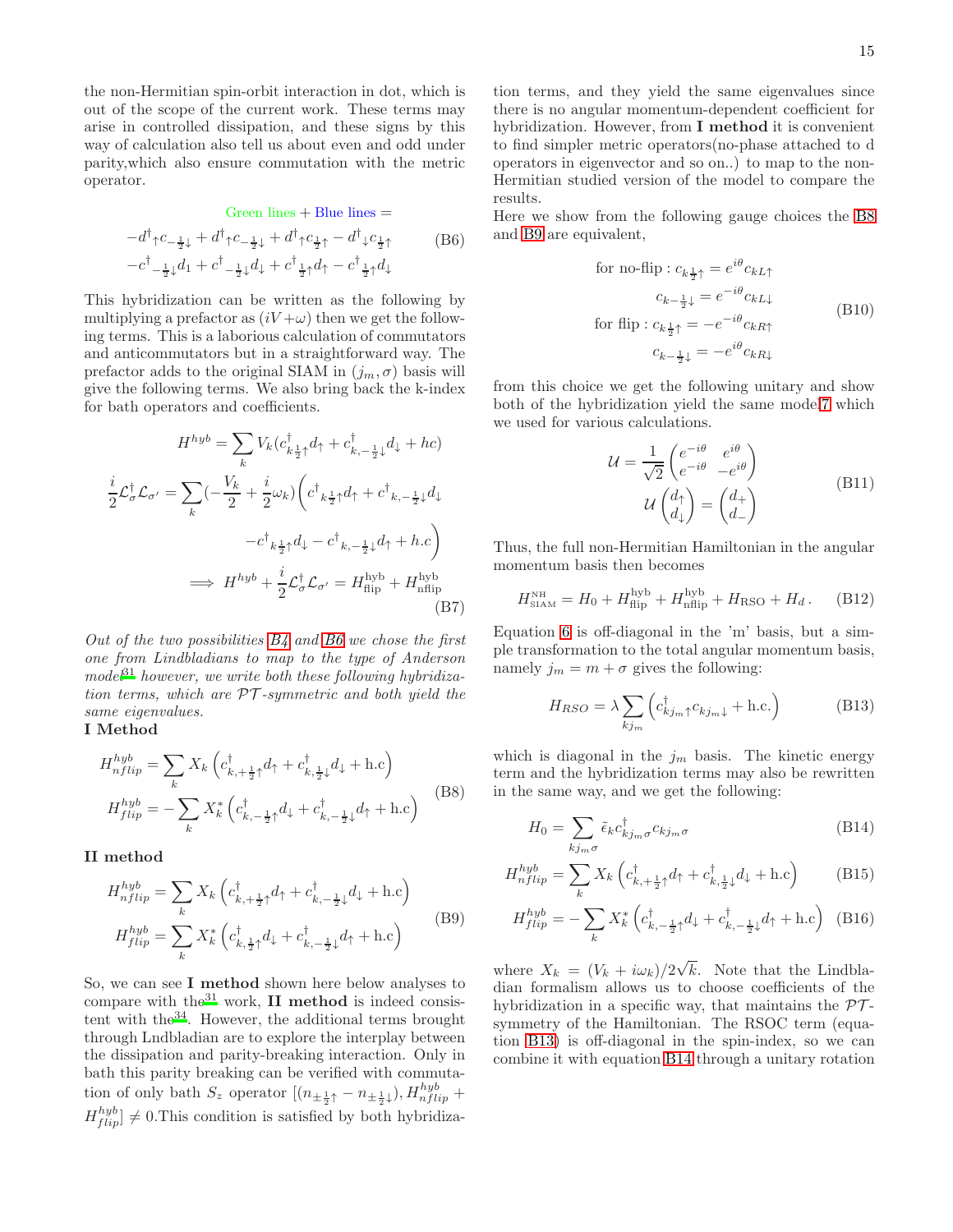the non-Hermitian spin-orbit interaction in dot, which is out of the scope of the current work. These terms may arise in controlled dissipation, and these signs by this way of calculation also tell us about even and odd under parity,which also ensure commutation with the metric operator.

$$
\begin{gathered}
\text{Green lines} + \text{Blue lines} = \\
-d^{\dagger}{}_{\uparrow}c_{-\frac{1}{2}\downarrow} + d^{\dagger}{}_{\uparrow}c_{-\frac{1}{2}\downarrow} + d^{\dagger}{}_{\uparrow}c_{\frac{1}{2}\uparrow} - d^{\dagger}{}_{\downarrow}c_{\frac{1}{2}\uparrow} \\
-c^{\dagger}{}_{-\frac{1}{2}\downarrow}d_{1} + c^{\dagger}{}_{-\frac{1}{2}\downarrow}d_{\downarrow} + c^{\dagger}{}_{\frac{1}{2}\uparrow}d_{\uparrow} - c^{\dagger}{}_{\frac{1}{2}\uparrow}d_{\downarrow}
\end{gathered}
\tag{B6}
$$

This hybridization can be written as the following by multiplying a prefactor as $(iV+\omega)$ then we get the following terms. This is a laborious calculation of commutators and anticommutators but in a straightforward way. The prefactor adds to the original SIAM in $(j_m, \sigma)$ basis will give the following terms. We also bring back the k-index for bath operators and coefficients.

$$
\begin{aligned}
H^{hyb} &= \sum_k V_k (c^{\dagger}_{k\frac{1}{2}\uparrow}d_{\uparrow} + c^{\dagger}_{k,-\frac{1}{2}\downarrow}d_{\downarrow} + hc) \\
\frac{i}{2}\mathcal{L}^{\dagger}_{\sigma}\mathcal{L}_{\sigma'} &= \sum_k \left(-\frac{V_k}{2} + \frac{i}{2}\omega_k\right)\Big(c^{\dagger}{}_{k\frac{1}{2}\uparrow}d_{\uparrow} + c^{\dagger}{}_{k,-\frac{1}{2}\downarrow}d_{\downarrow} \\
&\qquad - c^{\dagger}{}_{k\frac{1}{2}\uparrow}d_{\downarrow} - c^{\dagger}{}_{k,-\frac{1}{2}\downarrow}d_{\uparrow} + h.c\Big) \\
\implies H^{hyb} &+ \frac{i}{2}\mathcal{L}^{\dagger}_{\sigma}\mathcal{L}_{\sigma'} = H^{\text{hyb}}_{\text{flip}} + H^{\text{hyb}}_{\text{nflip}}
\end{aligned}
\tag{B7}
$$

*Out of the two possibilities B4 and B6 we chose the first one from Lindbladians to map to the type of Anderson model[31] however, we write both these following hybridization terms, which are $\mathcal{PT}$-symmetric and both yield the same eigenvalues.*

**I Method**

$$
\begin{aligned}
H^{hyb}_{nflip} &= \sum_k X_k \left(c^{\dagger}_{k,+\frac{1}{2}\uparrow}d_{\uparrow} + c^{\dagger}_{k,\frac{1}{2}\downarrow}d_{\downarrow} + \text{h.c}\right) \\
H^{hyb}_{flip} &= -\sum_k X^{*}_k \left(c^{\dagger}_{k,-\frac{1}{2}\uparrow}d_{\downarrow} + c^{\dagger}_{k,-\frac{1}{2}\downarrow}d_{\uparrow} + \text{h.c}\right)
\end{aligned}
\tag{B8}
$$

**II method**

$$
\begin{aligned}
H^{hyb}_{nflip} &= \sum_k X_k \left(c^{\dagger}_{k,+\frac{1}{2}\uparrow}d_{\uparrow} + c^{\dagger}_{k,-\frac{1}{2}\downarrow}d_{\downarrow} + \text{h.c}\right) \\
H^{hyb}_{flip} &= \sum_k X^{*}_k \left(c^{\dagger}_{k,\frac{1}{2}\uparrow}d_{\downarrow} + c^{\dagger}_{k,-\frac{1}{2}\downarrow}d_{\uparrow} + \text{h.c}\right)
\end{aligned}
\tag{B9}
$$

So, we can see **I method** shown here below analyses to compare with the[31] work, **II method** is indeed consistent with the[34]. However, the additional terms brought through Lndbladian are to explore the interplay between the dissipation and parity-breaking interaction. Only in bath this parity breaking can be verified with commutation of only bath $S_z$ operator $[(n_{\pm\frac{1}{2}\uparrow} - n_{\pm\frac{1}{2}\downarrow}), H^{hyb}_{nflip} + H^{hyb}_{flip}] \neq 0$.This condition is satisfied by both hybridization terms, and they yield the same eigenvalues since there is no angular momentum-dependent coefficient for hybridization. However, from **I method** it is convenient to find simpler metric operators(no-phase attached to d operators in eigenvector and so on..) to map to the non-Hermitian studied version of the model to compare the results.

Here we show from the following gauge choices the B8 and B9 are equivalent,

$$
\begin{aligned}
\text{for no-flip} : c_{k\frac{1}{2}\uparrow} &= e^{i\theta}c_{kL\uparrow} \\
c_{k-\frac{1}{2}\downarrow} &= e^{-i\theta}c_{kL\downarrow} \\
\text{for flip} : c_{k\frac{1}{2}\uparrow} &= -e^{-i\theta}c_{kR\uparrow} \\
c_{k-\frac{1}{2}\downarrow} &= -e^{i\theta}c_{kR\downarrow}
\end{aligned}
\tag{B10}
$$

from this choice we get the following unitary and show both of the hybridization yield the same model 7 which we used for various calculations.

$$
\begin{aligned}
\mathcal{U} &= \frac{1}{\sqrt{2}}\begin{pmatrix} e^{-i\theta} & e^{i\theta} \\ e^{-i\theta} & -e^{i\theta} \end{pmatrix} \\
\mathcal{U}\begin{pmatrix} d_{\uparrow} \\ d_{\downarrow} \end{pmatrix} &= \begin{pmatrix} d_{+} \\ d_{-} \end{pmatrix}
\end{aligned}
\tag{B11}
$$

Thus, the full non-Hermitian Hamiltonian in the angular momentum basis then becomes

$$
H^{\text{NH}}_{\text{SIAM}} = H_0 + H^{\text{hyb}}_{\text{flip}} + H^{\text{hyb}}_{\text{nflip}} + H_{\text{RSO}} + H_d\,. \tag{B12}
$$

Equation 6 is off-diagonal in the 'm' basis, but a simple transformation to the total angular momentum basis, namely $j_m = m + \sigma$ gives the following:

$$
H_{RSO} = \lambda \sum_{kj_m} \left(c^{\dagger}_{kj_m\uparrow}c_{kj_m\downarrow} + \text{h.c.}\right) \tag{B13}
$$

which is diagonal in the $j_m$ basis. The kinetic energy term and the hybridization terms may also be rewritten in the same way, and we get the following:

$$
H_0 = \sum_{kj_m\sigma} \tilde{\epsilon}_k c^{\dagger}_{kj_m\sigma}c_{kj_m\sigma} \tag{B14}
$$

$$
H^{hyb}_{nflip} = \sum_k X_k \left(c^{\dagger}_{k,+\frac{1}{2}\uparrow}d_{\uparrow} + c^{\dagger}_{k,\frac{1}{2}\downarrow}d_{\downarrow} + \text{h.c}\right) \tag{B15}
$$

$$
H^{hyb}_{flip} = -\sum_k X^{*}_k \left(c^{\dagger}_{k,-\frac{1}{2}\uparrow}d_{\downarrow} + c^{\dagger}_{k,-\frac{1}{2}\downarrow}d_{\uparrow} + \text{h.c}\right) \tag{B16}
$$

where $X_k = (V_k + i\omega_k)/2\sqrt{k}$. Note that the Lindbladian formalism allows us to choose coefficients of the hybridization in a specific way, that maintains the $\mathcal{PT}$-symmetry of the Hamiltonian. The RSOC term (equation B13) is off-diagonal in the spin-index, so we can combine it with equation B14 through a unitary rotation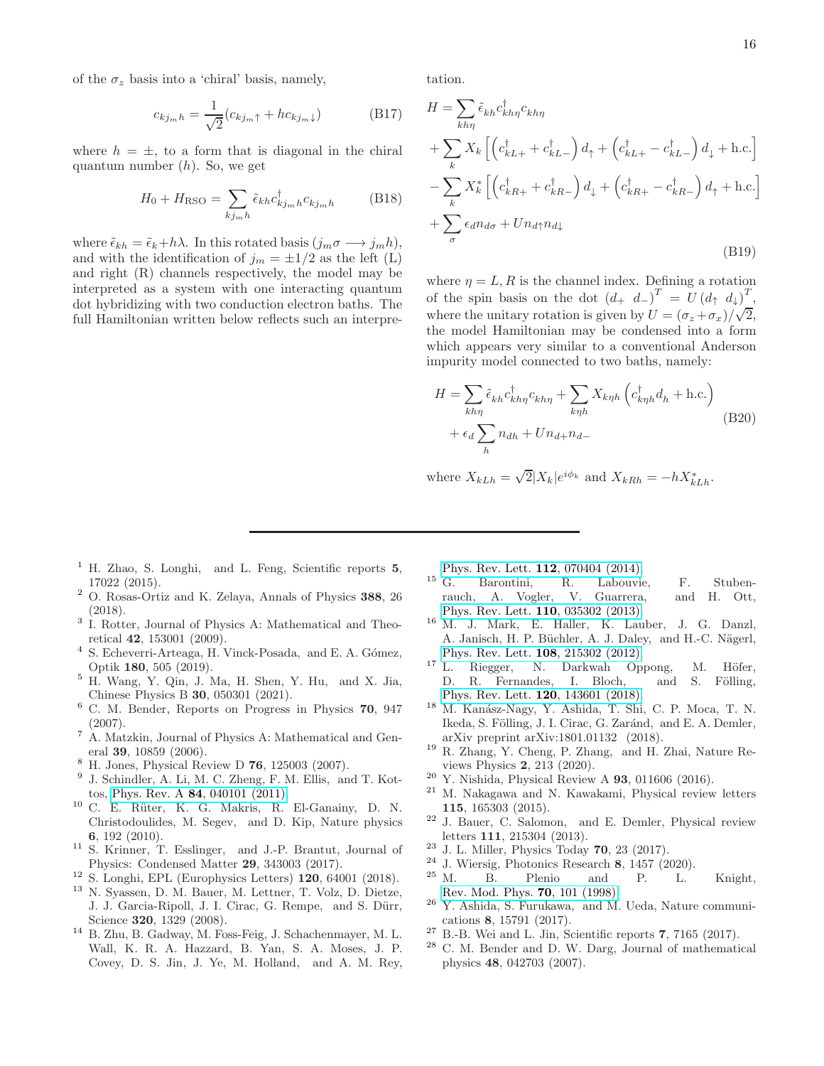of the $\sigma_z$ basis into a 'chiral' basis, namely,

$$c_{kj_mh} = \frac{1}{\sqrt{2}}(c_{kj_m\uparrow} + hc_{kj_m\downarrow}) \tag{B17}$$

where $h = \pm$, to a form that is diagonal in the chiral quantum number ($h$). So, we get

$$H_0 + H_{\rm RSO} = \sum_{kj_mh} \tilde{\epsilon}_{kh} c^\dagger_{kj_mh} c_{kj_mh} \tag{B18}$$

where $\tilde{\epsilon}_{kh} = \tilde{\epsilon}_k + h\lambda$. In this rotated basis ($j_m\sigma \longrightarrow j_m h$), and with the identification of $j_m = \pm 1/2$ as the left (L) and right (R) channels respectively, the model may be interpreted as a system with one interacting quantum dot hybridizing with two conduction electron baths. The full Hamiltonian written below reflects such an interpretation.

$$\begin{aligned}
H &= \sum_{kh\eta} \tilde{\epsilon}_{kh} c^\dagger_{kh\eta} c_{kh\eta} \\
&+ \sum_k X_k \left[ \left( c^\dagger_{kL+} + c^\dagger_{kL-} \right) d_\uparrow + \left( c^\dagger_{kL+} - c^\dagger_{kL-} \right) d_\downarrow + \text{h.c.} \right] \\
&- \sum_k X^*_k \left[ \left( c^\dagger_{kR+} + c^\dagger_{kR-} \right) d_\downarrow + \left( c^\dagger_{kR+} - c^\dagger_{kR-} \right) d_\uparrow + \text{h.c.} \right] \\
&+ \sum_\sigma \epsilon_d n_{d\sigma} + U n_{d\uparrow} n_{d\downarrow}
\end{aligned} \tag{B19}$$

where $\eta = L, R$ is the channel index. Defining a rotation of the spin basis on the dot $(d_+ \ d_-)^T = U \, (d_\uparrow \ d_\downarrow)^T$, where the unitary rotation is given by $U = (\sigma_z + \sigma_x)/\sqrt{2}$, the model Hamiltonian may be condensed into a form which appears very similar to a conventional Anderson impurity model connected to two baths, namely:

$$\begin{aligned}
H &= \sum_{kh\eta} \tilde{\epsilon}_{kh} c^\dagger_{kh\eta} c_{kh\eta} + \sum_{k\eta h} X_{k\eta h} \left( c^\dagger_{k\eta h} d_h + \text{h.c.} \right) \\
&+ \epsilon_d \sum_h n_{dh} + U n_{d+} n_{d-}
\end{aligned} \tag{B20}$$

where $X_{kLh} = \sqrt{2}|X_k| e^{i\phi_k}$ and $X_{kRh} = -hX^*_{kLh}$.

---

[1] H. Zhao, S. Longhi, and L. Feng, Scientific reports **5**, 17022 (2015).

[2] O. Rosas-Ortiz and K. Zelaya, Annals of Physics **388**, 26 (2018).

[3] I. Rotter, Journal of Physics A: Mathematical and Theoretical **42**, 153001 (2009).

[4] S. Echeverri-Arteaga, H. Vinck-Posada, and E. A. Gómez, Optik **180**, 505 (2019).

[5] H. Wang, Y. Qin, J. Ma, H. Shen, Y. Hu, and X. Jia, Chinese Physics B **30**, 050301 (2021).

[6] C. M. Bender, Reports on Progress in Physics **70**, 947 (2007).

[7] A. Matzkin, Journal of Physics A: Mathematical and General **39**, 10859 (2006).

[8] H. Jones, Physical Review D **76**, 125003 (2007).

[9] J. Schindler, A. Li, M. C. Zheng, F. M. Ellis, and T. Kottos, Phys. Rev. A **84**, 040101 (2011).

[10] C. E. Rüter, K. G. Makris, R. El-Ganainy, D. N. Christodoulides, M. Segev, and D. Kip, Nature physics **6**, 192 (2010).

[11] S. Krinner, T. Esslinger, and J.-P. Brantut, Journal of Physics: Condensed Matter **29**, 343003 (2017).

[12] S. Longhi, EPL (Europhysics Letters) **120**, 64001 (2018).

[13] N. Syassen, D. M. Bauer, M. Lettner, T. Volz, D. Dietze, J. J. Garcia-Ripoll, J. I. Cirac, G. Rempe, and S. Dürr, Science **320**, 1329 (2008).

[14] B. Zhu, B. Gadway, M. Foss-Feig, J. Schachenmayer, M. L. Wall, K. R. A. Hazzard, B. Yan, S. A. Moses, J. P. Covey, D. S. Jin, J. Ye, M. Holland, and A. M. Rey, Phys. Rev. Lett. **112**, 070404 (2014).

[15] G. Barontini, R. Labouvie, F. Stubenrauch, A. Vogler, V. Guarrera, and H. Ott, Phys. Rev. Lett. **110**, 035302 (2013).

[16] M. J. Mark, E. Haller, K. Lauber, J. G. Danzl, A. Janisch, H. P. Büchler, A. J. Daley, and H.-C. Nägerl, Phys. Rev. Lett. **108**, 215302 (2012).

[17] L. Riegger, N. Darkwah Oppong, M. Höfer, D. R. Fernandes, I. Bloch, and S. Fölling, Phys. Rev. Lett. **120**, 143601 (2018).

[18] M. Kanász-Nagy, Y. Ashida, T. Shi, C. P. Moca, T. N. Ikeda, S. Fölling, J. I. Cirac, G. Zaránd, and E. A. Demler, arXiv preprint arXiv:1801.01132 (2018).

[19] R. Zhang, Y. Cheng, P. Zhang, and H. Zhai, Nature Reviews Physics **2**, 213 (2020).

[20] Y. Nishida, Physical Review A **93**, 011606 (2016).

[21] M. Nakagawa and N. Kawakami, Physical review letters **115**, 165303 (2015).

[22] J. Bauer, C. Salomon, and E. Demler, Physical review letters **111**, 215304 (2013).

[23] J. L. Miller, Physics Today **70**, 23 (2017).

[24] J. Wiersig, Photonics Research **8**, 1457 (2020).

[25] M. B. Plenio and P. L. Knight, Rev. Mod. Phys. **70**, 101 (1998).

[26] Y. Ashida, S. Furukawa, and M. Ueda, Nature communications **8**, 15791 (2017).

[27] B.-B. Wei and L. Jin, Scientific reports **7**, 7165 (2017).

[28] C. M. Bender and D. W. Darg, Journal of mathematical physics **48**, 042703 (2007).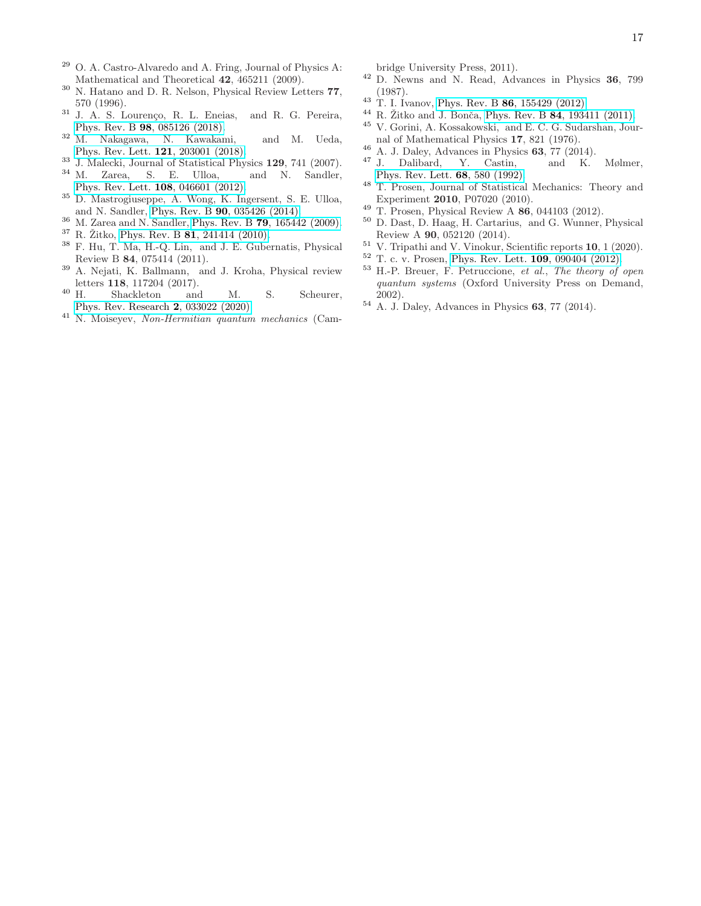[29] O. A. Castro-Alvaredo and A. Fring, Journal of Physics A: Mathematical and Theoretical **42**, 465211 (2009).

[30] N. Hatano and D. R. Nelson, Physical Review Letters **77**, 570 (1996).

[31] J. A. S. Lourenço, R. L. Eneias, and R. G. Pereira, Phys. Rev. B **98**, 085126 (2018).

[32] M. Nakagawa, N. Kawakami, and M. Ueda, Phys. Rev. Lett. **121**, 203001 (2018).

[33] J. Malecki, Journal of Statistical Physics **129**, 741 (2007).

[34] M. Zarea, S. E. Ulloa, and N. Sandler, Phys. Rev. Lett. **108**, 046601 (2012).

[35] D. Mastrogiuseppe, A. Wong, K. Ingersent, S. E. Ulloa, and N. Sandler, Phys. Rev. B **90**, 035426 (2014).

[36] M. Zarea and N. Sandler, Phys. Rev. B **79**, 165442 (2009).

[37] R. Žitko, Phys. Rev. B **81**, 241414 (2010).

[38] F. Hu, T. Ma, H.-Q. Lin, and J. E. Gubernatis, Physical Review B **84**, 075414 (2011).

[39] A. Nejati, K. Ballmann, and J. Kroha, Physical review letters **118**, 117204 (2017).

[40] H. Shackleton and M. S. Scheurer, Phys. Rev. Research **2**, 033022 (2020).

[41] N. Moiseyev, *Non-Hermitian quantum mechanics* (Cambridge University Press, 2011).

[42] D. Newns and N. Read, Advances in Physics **36**, 799 (1987).

[43] T. I. Ivanov, Phys. Rev. B **86**, 155429 (2012).

[44] R. Žitko and J. Bonča, Phys. Rev. B **84**, 193411 (2011).

[45] V. Gorini, A. Kossakowski, and E. C. G. Sudarshan, Journal of Mathematical Physics **17**, 821 (1976).

[46] A. J. Daley, Advances in Physics **63**, 77 (2014).

[47] J. Dalibard, Y. Castin, and K. Mølmer, Phys. Rev. Lett. **68**, 580 (1992).

[48] T. Prosen, Journal of Statistical Mechanics: Theory and Experiment **2010**, P07020 (2010).

[49] T. Prosen, Physical Review A **86**, 044103 (2012).

[50] D. Dast, D. Haag, H. Cartarius, and G. Wunner, Physical Review A **90**, 052120 (2014).

[51] V. Tripathi and V. Vinokur, Scientific reports **10**, 1 (2020).

[52] T. c. v. Prosen, Phys. Rev. Lett. **109**, 090404 (2012).

[53] H.-P. Breuer, F. Petruccione, *et al.*, *The theory of open quantum systems* (Oxford University Press on Demand, 2002).

[54] A. J. Daley, Advances in Physics **63**, 77 (2014).